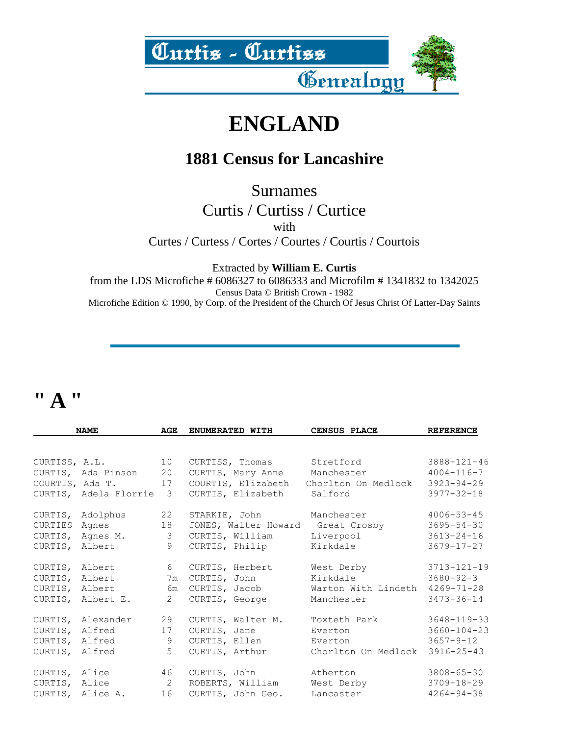Curtis - Curtiss Genealogy

# ENGLAND

## 1881 Census for Lancashire

Surnames
Curtis / Curtiss / Curtice
with
Curtes / Curtess / Cortes / Courtes / Courtis / Courtois

Extracted by **William E. Curtis**
from the LDS Microfiche # 6086327 to 6086333 and Microfilm # 1341832 to 1342025
Census Data © British Crown - 1982
Microfiche Edition © 1990, by Corp. of the President of the Church Of Jesus Christ Of Latter-Day Saints

# " A "

| NAME | AGE | ENUMERATED WITH | CENSUS PLACE | REFERENCE |
|---|---|---|---|---|
| CURTISS, A.L. | 10 | CURTISS, Thomas | Stretford | 3888-121-46 |
| CURTIS, Ada Pinson | 20 | CURTIS, Mary Anne | Manchester | 4004-116-7 |
| COURTIS, Ada T. | 17 | COURTIS, Elizabeth | Chorlton On Medlock | 3923-94-29 |
| CURTIS, Adela Florrie | 3 | CURTIS, Elizabeth | Salford | 3977-32-18 |
| CURTIS, Adolphus | 22 | STARKIE, John | Manchester | 4006-53-45 |
| CURTIES Agnes | 18 | JONES, Walter Howard | Great Crosby | 3695-54-30 |
| CURTIS, Agnes M. | 3 | CURTIS, William | Liverpool | 3613-24-16 |
| CURTIS, Albert | 9 | CURTIS, Philip | Kirkdale | 3679-17-27 |
| CURTIS, Albert | 6 | CURTIS, Herbert | West Derby | 3713-121-19 |
| CURTIS, Albert | 7m | CURTIS, John | Kirkdale | 3680-92-3 |
| CURTIS, Albert | 6m | CURTIS, Jacob | Warton With Lindeth | 4269-71-28 |
| CURTIS, Albert E. | 2 | CURTIS, George | Manchester | 3473-36-14 |
| CURTIS, Alexander | 29 | CURTIS, Walter M. | Toxteth Park | 3648-119-33 |
| CURTIS, Alfred | 17 | CURTIS, Jane | Everton | 3660-104-23 |
| CURTIS, Alfred | 9 | CURTIS, Ellen | Everton | 3657-9-12 |
| CURTIS, Alfred | 5 | CURTIS, Arthur | Chorlton On Medlock | 3916-25-43 |
| CURTIS, Alice | 46 | CURTIS, John | Atherton | 3808-65-30 |
| CURTIS, Alice | 2 | ROBERTS, William | West Derby | 3709-18-29 |
| CURTIS, Alice A. | 16 | CURTIS, John Geo. | Lancaster | 4264-94-38 |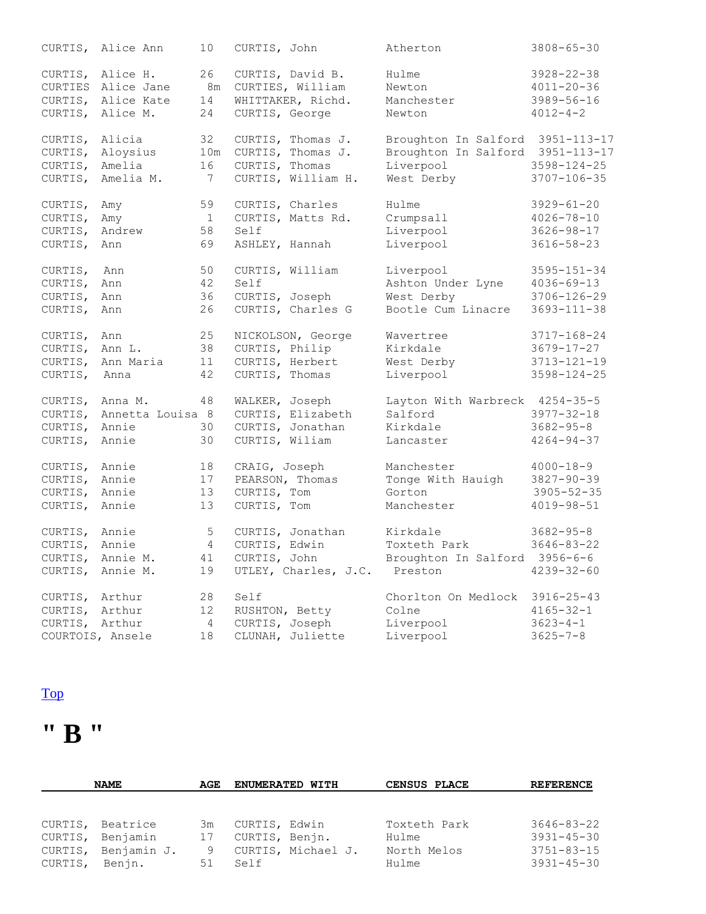| NAME | AGE | ENUMERATED WITH | CENSUS PLACE | REFERENCE |
|---|---|---|---|---|
| CURTIS, Alice Ann | 10 | CURTIS, John | Atherton | 3808-65-30 |
| CURTIS, Alice H. | 26 | CURTIS, David B. | Hulme | 3928-22-38 |
| CURTIES Alice Jane | 8m | CURTIES, William | Newton | 4011-20-36 |
| CURTIS, Alice Kate | 14 | WHITTAKER, Richd. | Manchester | 3989-56-16 |
| CURTIS, Alice M. | 24 | CURTIS, George | Newton | 4012-4-2 |
| CURTIS, Alicia | 32 | CURTIS, Thomas J. | Broughton In Salford | 3951-113-17 |
| CURTIS, Aloysius | 10m | CURTIS, Thomas J. | Broughton In Salford | 3951-113-17 |
| CURTIS, Amelia | 16 | CURTIS, Thomas | Liverpool | 3598-124-25 |
| CURTIS, Amelia M. | 7 | CURTIS, William H. | West Derby | 3707-106-35 |
| CURTIS, Amy | 59 | CURTIS, Charles | Hulme | 3929-61-20 |
| CURTIS, Amy | 1 | CURTIS, Matts Rd. | Crumpsall | 4026-78-10 |
| CURTIS, Andrew | 58 | Self | Liverpool | 3626-98-17 |
| CURTIS, Ann | 69 | ASHLEY, Hannah | Liverpool | 3616-58-23 |
| CURTIS, Ann | 50 | CURTIS, William | Liverpool | 3595-151-34 |
| CURTIS, Ann | 42 | Self | Ashton Under Lyne | 4036-69-13 |
| CURTIS, Ann | 36 | CURTIS, Joseph | West Derby | 3706-126-29 |
| CURTIS, Ann | 26 | CURTIS, Charles G | Bootle Cum Linacre | 3693-111-38 |
| CURTIS, Ann | 25 | NICKOLSON, George | Wavertree | 3717-168-24 |
| CURTIS, Ann L. | 38 | CURTIS, Philip | Kirkdale | 3679-17-27 |
| CURTIS, Ann Maria | 11 | CURTIS, Herbert | West Derby | 3713-121-19 |
| CURTIS, Anna | 42 | CURTIS, Thomas | Liverpool | 3598-124-25 |
| CURTIS, Anna M. | 48 | WALKER, Joseph | Layton With Warbreck | 4254-35-5 |
| CURTIS, Annetta Louisa | 8 | CURTIS, Elizabeth | Salford | 3977-32-18 |
| CURTIS, Annie | 30 | CURTIS, Jonathan | Kirkdale | 3682-95-8 |
| CURTIS, Annie | 30 | CURTIS, Wiliam | Lancaster | 4264-94-37 |
| CURTIS, Annie | 18 | CRAIG, Joseph | Manchester | 4000-18-9 |
| CURTIS, Annie | 17 | PEARSON, Thomas | Tonge With Hauigh | 3827-90-39 |
| CURTIS, Annie | 13 | CURTIS, Tom | Gorton | 3905-52-35 |
| CURTIS, Annie | 13 | CURTIS, Tom | Manchester | 4019-98-51 |
| CURTIS, Annie | 5 | CURTIS, Jonathan | Kirkdale | 3682-95-8 |
| CURTIS, Annie | 4 | CURTIS, Edwin | Toxteth Park | 3646-83-22 |
| CURTIS, Annie M. | 41 | CURTIS, John | Broughton In Salford | 3956-6-6 |
| CURTIS, Annie M. | 19 | UTLEY, Charles, J.C. | Preston | 4239-32-60 |
| CURTIS, Arthur | 28 | Self | Chorlton On Medlock | 3916-25-43 |
| CURTIS, Arthur | 12 | RUSHTON, Betty | Colne | 4165-32-1 |
| CURTIS, Arthur | 4 | CURTIS, Joseph | Liverpool | 3623-4-1 |
| COURTOIS, Ansele | 18 | CLUNAH, Juliette | Liverpool | 3625-7-8 |

Top

# " B "

| NAME | AGE | ENUMERATED WITH | CENSUS PLACE | REFERENCE |
|---|---|---|---|---|
| CURTIS, Beatrice | 3m | CURTIS, Edwin | Toxteth Park | 3646-83-22 |
| CURTIS, Benjamin | 17 | CURTIS, Benjn. | Hulme | 3931-45-30 |
| CURTIS, Benjamin J. | 9 | CURTIS, Michael J. | North Melos | 3751-83-15 |
| CURTIS, Benjn. | 51 | Self | Hulme | 3931-45-30 |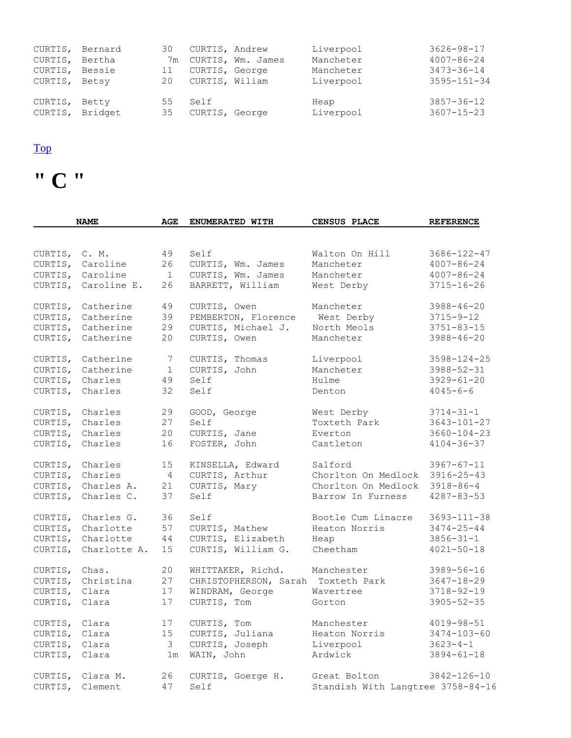| | | | | |
|---|---|---|---|---|
| CURTIS, Bernard | 30 | CURTIS, Andrew | Liverpool | 3626-98-17 |
| CURTIS, Bertha | 7m | CURTIS, Wm. James | Mancheter | 4007-86-24 |
| CURTIS, Bessie | 11 | CURTIS, George | Mancheter | 3473-36-14 |
| CURTIS, Betsy | 20 | CURTIS, Wiliam | Liverpool | 3595-151-34 |
| CURTIS, Betty | 55 | Self | Heap | 3857-36-12 |
| CURTIS, Bridget | 35 | CURTIS, George | Liverpool | 3607-15-23 |

[Top]

# " C "

| NAME | AGE | ENUMERATED WITH | CENSUS PLACE | REFERENCE |
|---|---|---|---|---|
| CURTIS, C. M. | 49 | Self | Walton On Hill | 3686-122-47 |
| CURTIS, Caroline | 26 | CURTIS, Wm. James | Mancheter | 4007-86-24 |
| CURTIS, Caroline | 1 | CURTIS, Wm. James | Mancheter | 4007-86-24 |
| CURTIS, Caroline E. | 26 | BARRETT, William | West Derby | 3715-16-26 |
| CURTIS, Catherine | 49 | CURTIS, Owen | Mancheter | 3988-46-20 |
| CURTIS, Catherine | 39 | PEMBERTON, Florence | West Derby | 3715-9-12 |
| CURTIS, Catherine | 29 | CURTIS, Michael J. | North Meols | 3751-83-15 |
| CURTIS, Catherine | 20 | CURTIS, Owen | Mancheter | 3988-46-20 |
| CURTIS, Catherine | 7 | CURTIS, Thomas | Liverpool | 3598-124-25 |
| CURTIS, Catherine | 1 | CURTIS, John | Mancheter | 3988-52-31 |
| CURTIS, Charles | 49 | Self | Hulme | 3929-61-20 |
| CURTIS, Charles | 32 | Self | Denton | 4045-6-6 |
| CURTIS, Charles | 29 | GOOD, George | West Derby | 3714-31-1 |
| CURTIS, Charles | 27 | Self | Toxteth Park | 3643-101-27 |
| CURTIS, Charles | 20 | CURTIS, Jane | Everton | 3660-104-23 |
| CURTIS, Charles | 16 | FOSTER, John | Castleton | 4104-36-37 |
| CURTIS, Charles | 15 | KINSELLA, Edward | Salford | 3967-67-11 |
| CURTIS, Charles | 4 | CURTIS, Arthur | Chorlton On Medlock | 3916-25-43 |
| CURTIS, Charles A. | 21 | CURTIS, Mary | Chorlton On Medlock | 3918-86-4 |
| CURTIS, Charles C. | 37 | Self | Barrow In Furness | 4287-83-53 |
| CURTIS, Charles G. | 36 | Self | Bootle Cum Linacre | 3693-111-38 |
| CURTIS, Charlotte | 57 | CURTIS, Mathew | Heaton Norris | 3474-25-44 |
| CURTIS, Charlotte | 44 | CURTIS, Elizabeth | Heap | 3856-31-1 |
| CURTIS, Charlotte A. | 15 | CURTIS, William G. | Cheetham | 4021-50-18 |
| CURTIS, Chas. | 20 | WHITTAKER, Richd. | Manchester | 3989-56-16 |
| CURTIS, Christina | 27 | CHRISTOPHERSON, Sarah | Toxteth Park | 3647-18-29 |
| CURTIS, Clara | 17 | WINDRAM, George | Wavertree | 3718-92-19 |
| CURTIS, Clara | 17 | CURTIS, Tom | Gorton | 3905-52-35 |
| CURTIS, Clara | 17 | CURTIS, Tom | Manchester | 4019-98-51 |
| CURTIS, Clara | 15 | CURTIS, Juliana | Heaton Norris | 3474-103-60 |
| CURTIS, Clara | 3 | CURTIS, Joseph | Liverpool | 3623-4-1 |
| CURTIS, Clara | 1m | WAIN, John | Ardwick | 3894-61-18 |
| CURTIS, Clara M. | 26 | CURTIS, Goerge H. | Great Bolton | 3842-126-10 |
| CURTIS, Clement | 47 | Self | Standish With Langtree | 3758-84-16 |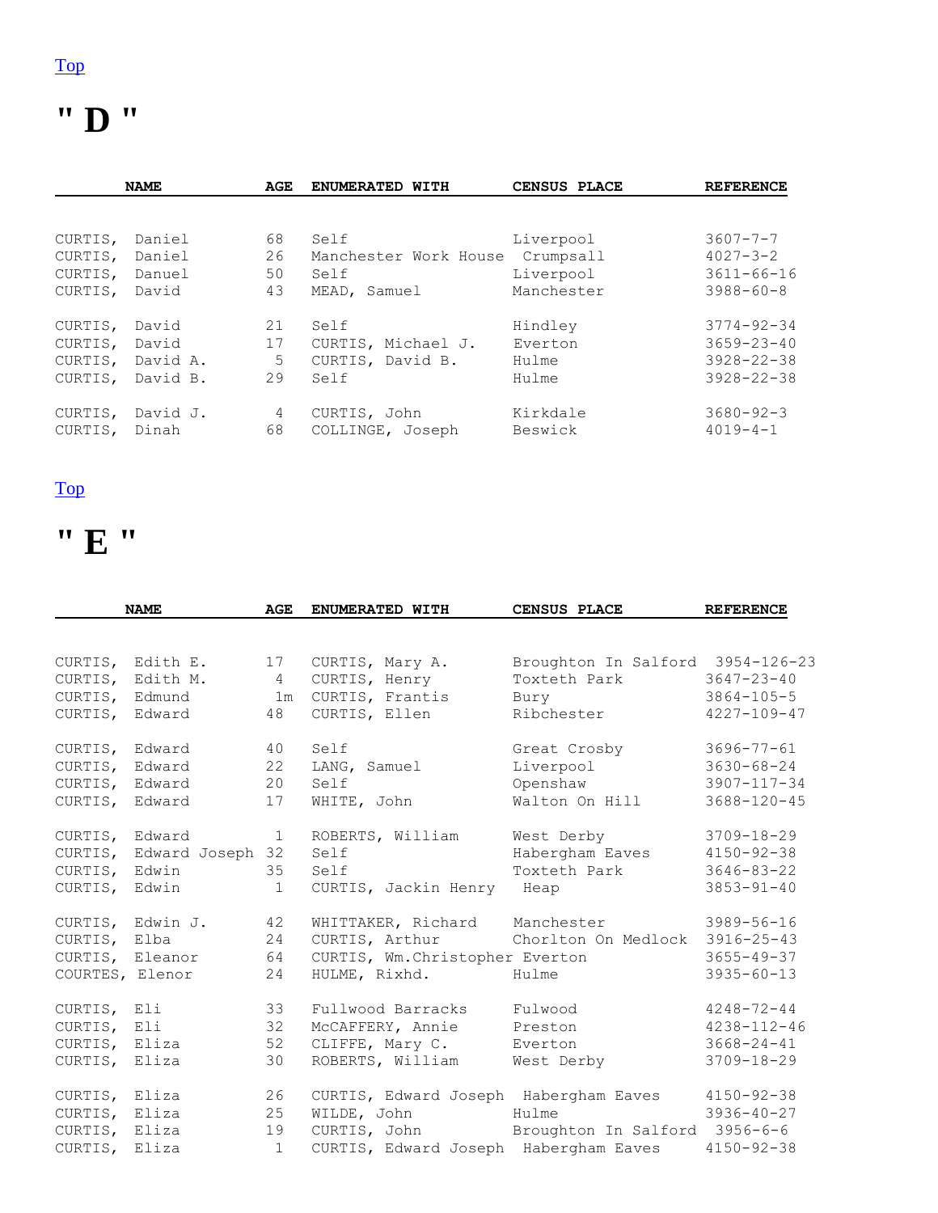Top

# " D "

| NAME | AGE | ENUMERATED WITH | CENSUS PLACE | REFERENCE |
|---|---|---|---|---|
| CURTIS, Daniel | 68 | Self | Liverpool | 3607-7-7 |
| CURTIS, Daniel | 26 | Manchester Work House | Crumpsall | 4027-3-2 |
| CURTIS, Danuel | 50 | Self | Liverpool | 3611-66-16 |
| CURTIS, David | 43 | MEAD, Samuel | Manchester | 3988-60-8 |
| CURTIS, David | 21 | Self | Hindley | 3774-92-34 |
| CURTIS, David | 17 | CURTIS, Michael J. | Everton | 3659-23-40 |
| CURTIS, David A. | 5 | CURTIS, David B. | Hulme | 3928-22-38 |
| CURTIS, David B. | 29 | Self | Hulme | 3928-22-38 |
| CURTIS, David J. | 4 | CURTIS, John | Kirkdale | 3680-92-3 |
| CURTIS, Dinah | 68 | COLLINGE, Joseph | Beswick | 4019-4-1 |

Top

# " E "

| NAME | AGE | ENUMERATED WITH | CENSUS PLACE | REFERENCE |
|---|---|---|---|---|
| CURTIS, Edith E. | 17 | CURTIS, Mary A. | Broughton In Salford | 3954-126-23 |
| CURTIS, Edith M. | 4 | CURTIS, Henry | Toxteth Park | 3647-23-40 |
| CURTIS, Edmund | 1m | CURTIS, Frantis | Bury | 3864-105-5 |
| CURTIS, Edward | 48 | CURTIS, Ellen | Ribchester | 4227-109-47 |
| CURTIS, Edward | 40 | Self | Great Crosby | 3696-77-61 |
| CURTIS, Edward | 22 | LANG, Samuel | Liverpool | 3630-68-24 |
| CURTIS, Edward | 20 | Self | Openshaw | 3907-117-34 |
| CURTIS, Edward | 17 | WHITE, John | Walton On Hill | 3688-120-45 |
| CURTIS, Edward | 1 | ROBERTS, William | West Derby | 3709-18-29 |
| CURTIS, Edward Joseph | 32 | Self | Habergham Eaves | 4150-92-38 |
| CURTIS, Edwin | 35 | Self | Toxteth Park | 3646-83-22 |
| CURTIS, Edwin | 1 | CURTIS, Jackin Henry | Heap | 3853-91-40 |
| CURTIS, Edwin J. | 42 | WHITTAKER, Richard | Manchester | 3989-56-16 |
| CURTIS, Elba | 24 | CURTIS, Arthur | Chorlton On Medlock | 3916-25-43 |
| CURTIS, Eleanor | 64 | CURTIS, Wm.Christopher | Everton | 3655-49-37 |
| COURTES, Elenor | 24 | HULME, Rixhd. | Hulme | 3935-60-13 |
| CURTIS, Eli | 33 | Fullwood Barracks | Fulwood | 4248-72-44 |
| CURTIS, Eli | 32 | McCAFFERY, Annie | Preston | 4238-112-46 |
| CURTIS, Eliza | 52 | CLIFFE, Mary C. | Everton | 3668-24-41 |
| CURTIS, Eliza | 30 | ROBERTS, William | West Derby | 3709-18-29 |
| CURTIS, Eliza | 26 | CURTIS, Edward Joseph | Habergham Eaves | 4150-92-38 |
| CURTIS, Eliza | 25 | WILDE, John | Hulme | 3936-40-27 |
| CURTIS, Eliza | 19 | CURTIS, John | Broughton In Salford | 3956-6-6 |
| CURTIS, Eliza | 1 | CURTIS, Edward Joseph | Habergham Eaves | 4150-92-38 |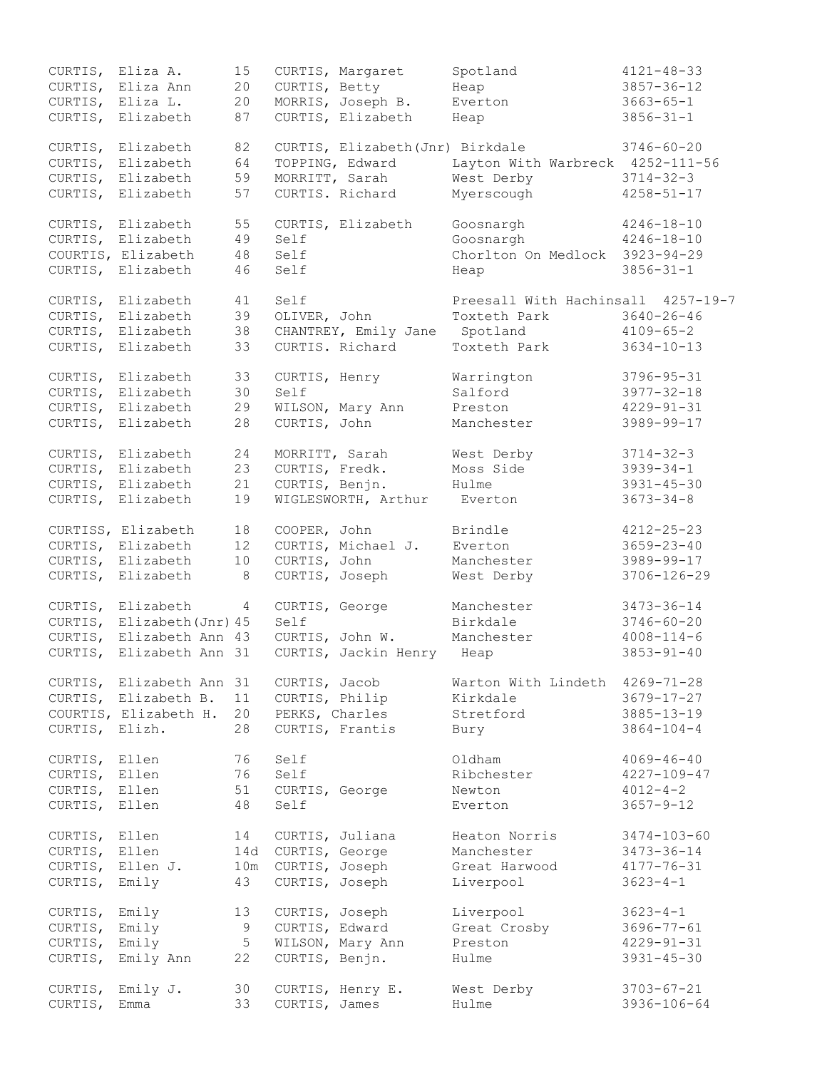| | | | | |
|---|---|---|---|---|
| CURTIS, Eliza A. | 15 | CURTIS, Margaret | Spotland | 4121-48-33 |
| CURTIS, Eliza Ann | 20 | CURTIS, Betty | Heap | 3857-36-12 |
| CURTIS, Eliza L. | 20 | MORRIS, Joseph B. | Everton | 3663-65-1 |
| CURTIS, Elizabeth | 87 | CURTIS, Elizabeth | Heap | 3856-31-1 |
| CURTIS, Elizabeth | 82 | CURTIS, Elizabeth(Jnr) | Birkdale | 3746-60-20 |
| CURTIS, Elizabeth | 64 | TOPPING, Edward | Layton With Warbreck | 4252-111-56 |
| CURTIS, Elizabeth | 59 | MORRITT, Sarah | West Derby | 3714-32-3 |
| CURTIS, Elizabeth | 57 | CURTIS. Richard | Myerscough | 4258-51-17 |
| CURTIS, Elizabeth | 55 | CURTIS, Elizabeth | Goosnargh | 4246-18-10 |
| CURTIS, Elizabeth | 49 | Self | Goosnargh | 4246-18-10 |
| COURTIS, Elizabeth | 48 | Self | Chorlton On Medlock | 3923-94-29 |
| CURTIS, Elizabeth | 46 | Self | Heap | 3856-31-1 |
| CURTIS, Elizabeth | 41 | Self | Preesall With Hachinsall | 4257-19-7 |
| CURTIS, Elizabeth | 39 | OLIVER, John | Toxteth Park | 3640-26-46 |
| CURTIS, Elizabeth | 38 | CHANTREY, Emily Jane | Spotland | 4109-65-2 |
| CURTIS, Elizabeth | 33 | CURTIS. Richard | Toxteth Park | 3634-10-13 |
| CURTIS, Elizabeth | 33 | CURTIS, Henry | Warrington | 3796-95-31 |
| CURTIS, Elizabeth | 30 | Self | Salford | 3977-32-18 |
| CURTIS, Elizabeth | 29 | WILSON, Mary Ann | Preston | 4229-91-31 |
| CURTIS, Elizabeth | 28 | CURTIS, John | Manchester | 3989-99-17 |
| CURTIS, Elizabeth | 24 | MORRITT, Sarah | West Derby | 3714-32-3 |
| CURTIS, Elizabeth | 23 | CURTIS, Fredk. | Moss Side | 3939-34-1 |
| CURTIS, Elizabeth | 21 | CURTIS, Benjn. | Hulme | 3931-45-30 |
| CURTIS, Elizabeth | 19 | WIGLESWORTH, Arthur | Everton | 3673-34-8 |
| CURTISS, Elizabeth | 18 | COOPER, John | Brindle | 4212-25-23 |
| CURTIS, Elizabeth | 12 | CURTIS, Michael J. | Everton | 3659-23-40 |
| CURTIS, Elizabeth | 10 | CURTIS, John | Manchester | 3989-99-17 |
| CURTIS, Elizabeth | 8 | CURTIS, Joseph | West Derby | 3706-126-29 |
| CURTIS, Elizabeth | 4 | CURTIS, George | Manchester | 3473-36-14 |
| CURTIS, Elizabeth(Jnr) | 45 | Self | Birkdale | 3746-60-20 |
| CURTIS, Elizabeth Ann | 43 | CURTIS, John W. | Manchester | 4008-114-6 |
| CURTIS, Elizabeth Ann | 31 | CURTIS, Jackin Henry | Heap | 3853-91-40 |
| CURTIS, Elizabeth Ann | 31 | CURTIS, Jacob | Warton With Lindeth | 4269-71-28 |
| CURTIS, Elizabeth B. | 11 | CURTIS, Philip | Kirkdale | 3679-17-27 |
| COURTIS, Elizabeth H. | 20 | PERKS, Charles | Stretford | 3885-13-19 |
| CURTIS, Elizh. | 28 | CURTIS, Frantis | Bury | 3864-104-4 |
| CURTIS, Ellen | 76 | Self | Oldham | 4069-46-40 |
| CURTIS, Ellen | 76 | Self | Ribchester | 4227-109-47 |
| CURTIS, Ellen | 51 | CURTIS, George | Newton | 4012-4-2 |
| CURTIS, Ellen | 48 | Self | Everton | 3657-9-12 |
| CURTIS, Ellen | 14 | CURTIS, Juliana | Heaton Norris | 3474-103-60 |
| CURTIS, Ellen | 14d | CURTIS, George | Manchester | 3473-36-14 |
| CURTIS, Ellen J. | 10m | CURTIS, Joseph | Great Harwood | 4177-76-31 |
| CURTIS, Emily | 43 | CURTIS, Joseph | Liverpool | 3623-4-1 |
| CURTIS, Emily | 13 | CURTIS, Joseph | Liverpool | 3623-4-1 |
| CURTIS, Emily | 9 | CURTIS, Edward | Great Crosby | 3696-77-61 |
| CURTIS, Emily | 5 | WILSON, Mary Ann | Preston | 4229-91-31 |
| CURTIS, Emily Ann | 22 | CURTIS, Benjn. | Hulme | 3931-45-30 |
| CURTIS, Emily J. | 30 | CURTIS, Henry E. | West Derby | 3703-67-21 |
| CURTIS, Emma | 33 | CURTIS, James | Hulme | 3936-106-64 |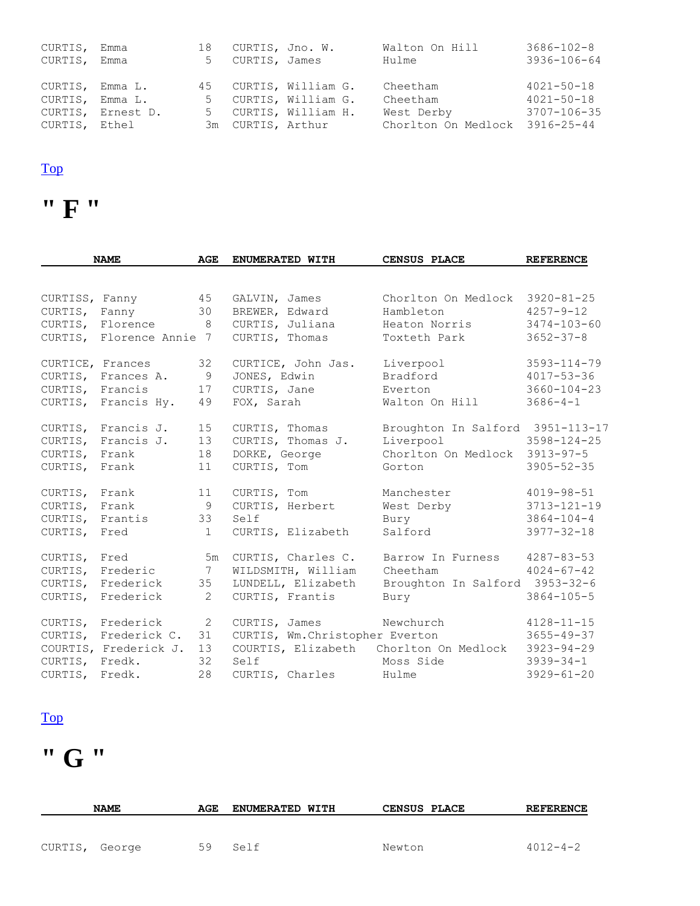| NAME | AGE | ENUMERATED WITH | CENSUS PLACE | REFERENCE |
|---|---|---|---|---|
| CURTIS, Emma | 18 | CURTIS, Jno. W. | Walton On Hill | 3686-102-8 |
| CURTIS, Emma | 5 | CURTIS, James | Hulme | 3936-106-64 |
| CURTIS, Emma L. | 45 | CURTIS, William G. | Cheetham | 4021-50-18 |
| CURTIS, Emma L. | 5 | CURTIS, William G. | Cheetham | 4021-50-18 |
| CURTIS, Ernest D. | 5 | CURTIS, William H. | West Derby | 3707-106-35 |
| CURTIS, Ethel | 3m | CURTIS, Arthur | Chorlton On Medlock | 3916-25-44 |

[Top]

# " F "

| NAME | AGE | ENUMERATED WITH | CENSUS PLACE | REFERENCE |
|---|---|---|---|---|
| CURTISS, Fanny | 45 | GALVIN, James | Chorlton On Medlock | 3920-81-25 |
| CURTIS, Fanny | 30 | BREWER, Edward | Hambleton | 4257-9-12 |
| CURTIS, Florence | 8 | CURTIS, Juliana | Heaton Norris | 3474-103-60 |
| CURTIS, Florence Annie | 7 | CURTIS, Thomas | Toxteth Park | 3652-37-8 |
| CURTICE, Frances | 32 | CURTICE, John Jas. | Liverpool | 3593-114-79 |
| CURTIS, Frances A. | 9 | JONES, Edwin | Bradford | 4017-53-36 |
| CURTIS, Francis | 17 | CURTIS, Jane | Everton | 3660-104-23 |
| CURTIS, Francis Hy. | 49 | FOX, Sarah | Walton On Hill | 3686-4-1 |
| CURTIS, Francis J. | 15 | CURTIS, Thomas | Broughton In Salford | 3951-113-17 |
| CURTIS, Francis J. | 13 | CURTIS, Thomas J. | Liverpool | 3598-124-25 |
| CURTIS, Frank | 18 | DORKE, George | Chorlton On Medlock | 3913-97-5 |
| CURTIS, Frank | 11 | CURTIS, Tom | Gorton | 3905-52-35 |
| CURTIS, Frank | 11 | CURTIS, Tom | Manchester | 4019-98-51 |
| CURTIS, Frank | 9 | CURTIS, Herbert | West Derby | 3713-121-19 |
| CURTIS, Frantis | 33 | Self | Bury | 3864-104-4 |
| CURTIS, Fred | 1 | CURTIS, Elizabeth | Salford | 3977-32-18 |
| CURTIS, Fred | 5m | CURTIS, Charles C. | Barrow In Furness | 4287-83-53 |
| CURTIS, Frederic | 7 | WILDSMITH, William | Cheetham | 4024-67-42 |
| CURTIS, Frederick | 35 | LUNDELL, Elizabeth | Broughton In Salford | 3953-32-6 |
| CURTIS, Frederick | 2 | CURTIS, Frantis | Bury | 3864-105-5 |
| CURTIS, Frederick | 2 | CURTIS, James | Newchurch | 4128-11-15 |
| CURTIS, Frederick C. | 31 | CURTIS, Wm.Christopher | Everton | 3655-49-37 |
| COURTIS, Frederick J. | 13 | COURTIS, Elizabeth | Chorlton On Medlock | 3923-94-29 |
| CURTIS, Fredk. | 32 | Self | Moss Side | 3939-34-1 |
| CURTIS, Fredk. | 28 | CURTIS, Charles | Hulme | 3929-61-20 |

[Top]

# " G "

| NAME | AGE | ENUMERATED WITH | CENSUS PLACE | REFERENCE |
|---|---|---|---|---|
| CURTIS, George | 59 | Self | Newton | 4012-4-2 |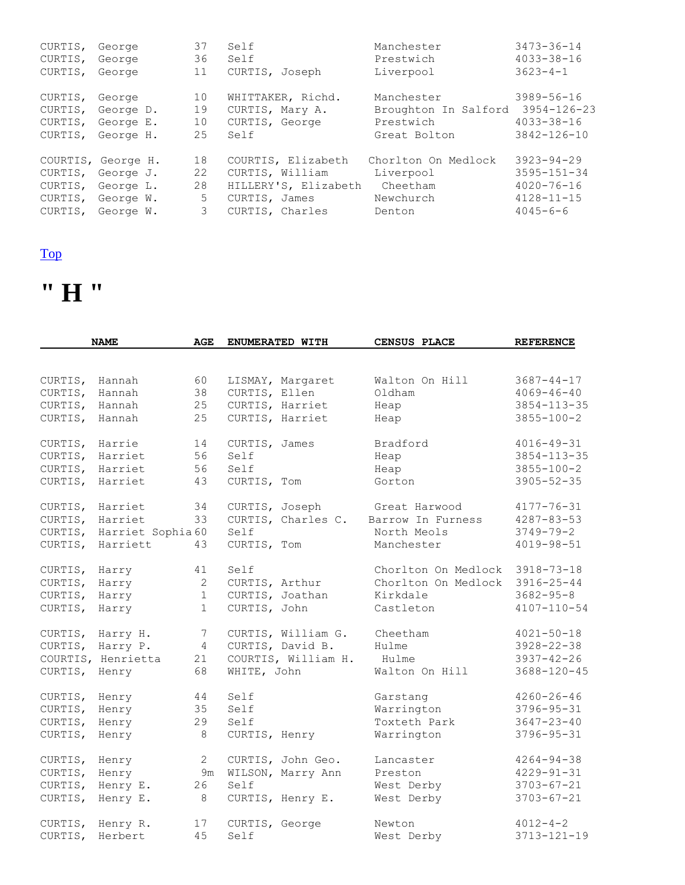| NAME | AGE | ENUMERATED WITH | CENSUS PLACE | REFERENCE |
|---|---|---|---|---|
| CURTIS, George | 37 | Self | Manchester | 3473-36-14 |
| CURTIS, George | 36 | Self | Prestwich | 4033-38-16 |
| CURTIS, George | 11 | CURTIS, Joseph | Liverpool | 3623-4-1 |
| CURTIS, George | 10 | WHITTAKER, Richd. | Manchester | 3989-56-16 |
| CURTIS, George D. | 19 | CURTIS, Mary A. | Broughton In Salford | 3954-126-23 |
| CURTIS, George E. | 10 | CURTIS, George | Prestwich | 4033-38-16 |
| CURTIS, George H. | 25 | Self | Great Bolton | 3842-126-10 |
| COURTIS, George H. | 18 | COURTIS, Elizabeth | Chorlton On Medlock | 3923-94-29 |
| CURTIS, George J. | 22 | CURTIS, William | Liverpool | 3595-151-34 |
| CURTIS, George L. | 28 | HILLERY'S, Elizabeth | Cheetham | 4020-76-16 |
| CURTIS, George W. | 5 | CURTIS, James | Newchurch | 4128-11-15 |
| CURTIS, George W. | 3 | CURTIS, Charles | Denton | 4045-6-6 |

Top

# " H "

| NAME | AGE | ENUMERATED WITH | CENSUS PLACE | REFERENCE |
|---|---|---|---|---|
| CURTIS, Hannah | 60 | LISMAY, Margaret | Walton On Hill | 3687-44-17 |
| CURTIS, Hannah | 38 | CURTIS, Ellen | Oldham | 4069-46-40 |
| CURTIS, Hannah | 25 | CURTIS, Harriet | Heap | 3854-113-35 |
| CURTIS, Hannah | 25 | CURTIS, Harriet | Heap | 3855-100-2 |
| CURTIS, Harrie | 14 | CURTIS, James | Bradford | 4016-49-31 |
| CURTIS, Harriet | 56 | Self | Heap | 3854-113-35 |
| CURTIS, Harriet | 56 | Self | Heap | 3855-100-2 |
| CURTIS, Harriet | 43 | CURTIS, Tom | Gorton | 3905-52-35 |
| CURTIS, Harriet | 34 | CURTIS, Joseph | Great Harwood | 4177-76-31 |
| CURTIS, Harriet | 33 | CURTIS, Charles C. | Barrow In Furness | 4287-83-53 |
| CURTIS, Harriet Sophia | 60 | Self | North Meols | 3749-79-2 |
| CURTIS, Harriett | 43 | CURTIS, Tom | Manchester | 4019-98-51 |
| CURTIS, Harry | 41 | Self | Chorlton On Medlock | 3918-73-18 |
| CURTIS, Harry | 2 | CURTIS, Arthur | Chorlton On Medlock | 3916-25-44 |
| CURTIS, Harry | 1 | CURTIS, Joathan | Kirkdale | 3682-95-8 |
| CURTIS, Harry | 1 | CURTIS, John | Castleton | 4107-110-54 |
| CURTIS, Harry H. | 7 | CURTIS, William G. | Cheetham | 4021-50-18 |
| CURTIS, Harry P. | 4 | CURTIS, David B. | Hulme | 3928-22-38 |
| COURTIS, Henrietta | 21 | COURTIS, William H. | Hulme | 3937-42-26 |
| CURTIS, Henry | 68 | WHITE, John | Walton On Hill | 3688-120-45 |
| CURTIS, Henry | 44 | Self | Garstang | 4260-26-46 |
| CURTIS, Henry | 35 | Self | Warrington | 3796-95-31 |
| CURTIS, Henry | 29 | Self | Toxteth Park | 3647-23-40 |
| CURTIS, Henry | 8 | CURTIS, Henry | Warrington | 3796-95-31 |
| CURTIS, Henry | 2 | CURTIS, John Geo. | Lancaster | 4264-94-38 |
| CURTIS, Henry | 9m | WILSON, Marry Ann | Preston | 4229-91-31 |
| CURTIS, Henry E. | 26 | Self | West Derby | 3703-67-21 |
| CURTIS, Henry E. | 8 | CURTIS, Henry E. | West Derby | 3703-67-21 |
| CURTIS, Henry R. | 17 | CURTIS, George | Newton | 4012-4-2 |
| CURTIS, Herbert | 45 | Self | West Derby | 3713-121-19 |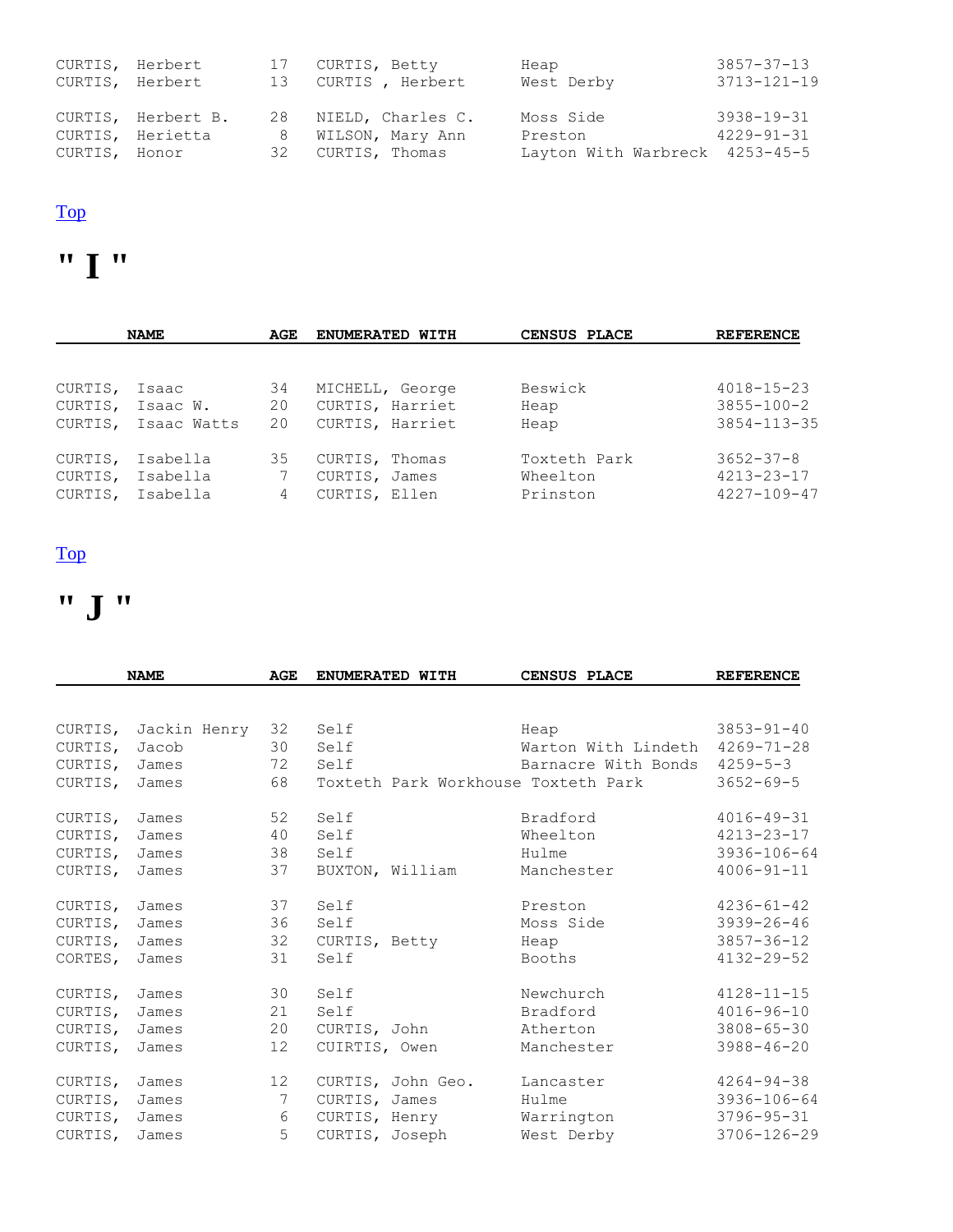| NAME | AGE | ENUMERATED WITH | CENSUS PLACE | REFERENCE |
|---|---|---|---|---|
| CURTIS, Herbert | 17 | CURTIS, Betty | Heap | 3857-37-13 |
| CURTIS, Herbert | 13 | CURTIS , Herbert | West Derby | 3713-121-19 |
| CURTIS, Herbert B. | 28 | NIELD, Charles C. | Moss Side | 3938-19-31 |
| CURTIS, Herietta | 8 | WILSON, Mary Ann | Preston | 4229-91-31 |
| CURTIS, Honor | 32 | CURTIS, Thomas | Layton With Warbreck | 4253-45-5 |

[Top]

# " I "

| NAME | AGE | ENUMERATED WITH | CENSUS PLACE | REFERENCE |
|---|---|---|---|---|
| CURTIS, Isaac | 34 | MICHELL, George | Beswick | 4018-15-23 |
| CURTIS, Isaac W. | 20 | CURTIS, Harriet | Heap | 3855-100-2 |
| CURTIS, Isaac Watts | 20 | CURTIS, Harriet | Heap | 3854-113-35 |
| CURTIS, Isabella | 35 | CURTIS, Thomas | Toxteth Park | 3652-37-8 |
| CURTIS, Isabella | 7 | CURTIS, James | Wheelton | 4213-23-17 |
| CURTIS, Isabella | 4 | CURTIS, Ellen | Prinston | 4227-109-47 |

[Top]

# " J "

| NAME | AGE | ENUMERATED WITH | CENSUS PLACE | REFERENCE |
|---|---|---|---|---|
| CURTIS, Jackin Henry | 32 | Self | Heap | 3853-91-40 |
| CURTIS, Jacob | 30 | Self | Warton With Lindeth | 4269-71-28 |
| CURTIS, James | 72 | Self | Barnacre With Bonds | 4259-5-3 |
| CURTIS, James | 68 | Toxteth Park Workhouse | Toxteth Park | 3652-69-5 |
| CURTIS, James | 52 | Self | Bradford | 4016-49-31 |
| CURTIS, James | 40 | Self | Wheelton | 4213-23-17 |
| CURTIS, James | 38 | Self | Hulme | 3936-106-64 |
| CURTIS, James | 37 | BUXTON, William | Manchester | 4006-91-11 |
| CURTIS, James | 37 | Self | Preston | 4236-61-42 |
| CURTIS, James | 36 | Self | Moss Side | 3939-26-46 |
| CURTIS, James | 32 | CURTIS, Betty | Heap | 3857-36-12 |
| CORTES, James | 31 | Self | Booths | 4132-29-52 |
| CURTIS, James | 30 | Self | Newchurch | 4128-11-15 |
| CURTIS, James | 21 | Self | Bradford | 4016-96-10 |
| CURTIS, James | 20 | CURTIS, John | Atherton | 3808-65-30 |
| CURTIS, James | 12 | CUIRTIS, Owen | Manchester | 3988-46-20 |
| CURTIS, James | 12 | CURTIS, John Geo. | Lancaster | 4264-94-38 |
| CURTIS, James | 7 | CURTIS, James | Hulme | 3936-106-64 |
| CURTIS, James | 6 | CURTIS, Henry | Warrington | 3796-95-31 |
| CURTIS, James | 5 | CURTIS, Joseph | West Derby | 3706-126-29 |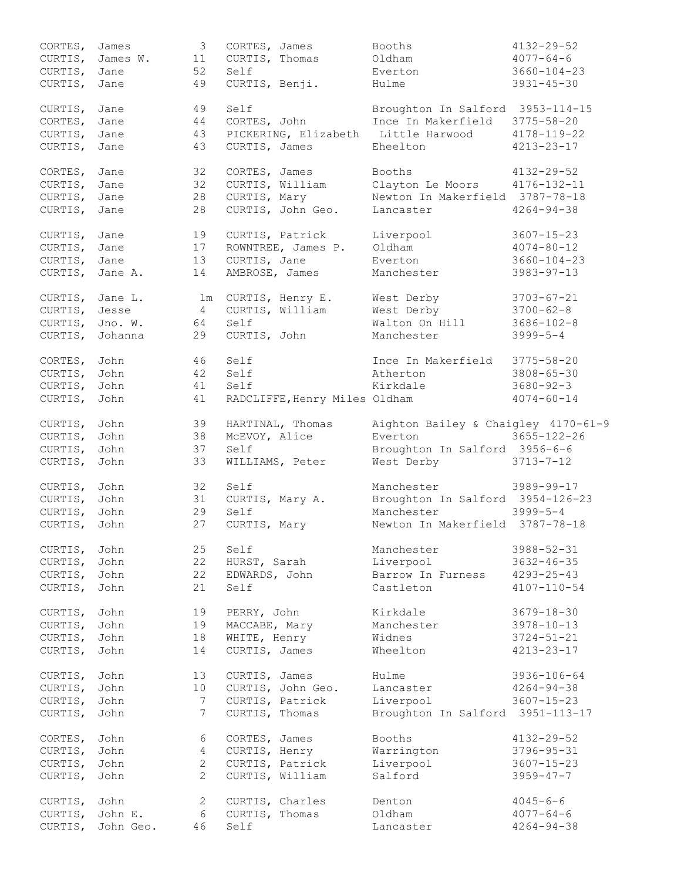| Surname | Given Name | Age | Head of Household | Place | Reference |
|---|---|---|---|---|---|
| CORTES, | James | 3 | CORTES, James | Booths | 4132-29-52 |
| CURTIS, | James W. | 11 | CURTIS, Thomas | Oldham | 4077-64-6 |
| CURTIS, | Jane | 52 | Self | Everton | 3660-104-23 |
| CURTIS, | Jane | 49 | CURTIS, Benji. | Hulme | 3931-45-30 |
| CURTIS, | Jane | 49 | Self | Broughton In Salford | 3953-114-15 |
| CORTES, | Jane | 44 | CORTES, John | Ince In Makerfield | 3775-58-20 |
| CURTIS, | Jane | 43 | PICKERING, Elizabeth | Little Harwood | 4178-119-22 |
| CURTIS, | Jane | 43 | CURTIS, James | Eheelton | 4213-23-17 |
| CORTES, | Jane | 32 | CORTES, James | Booths | 4132-29-52 |
| CURTIS, | Jane | 32 | CURTIS, William | Clayton Le Moors | 4176-132-11 |
| CURTIS, | Jane | 28 | CURTIS, Mary | Newton In Makerfield | 3787-78-18 |
| CURTIS, | Jane | 28 | CURTIS, John Geo. | Lancaster | 4264-94-38 |
| CURTIS, | Jane | 19 | CURTIS, Patrick | Liverpool | 3607-15-23 |
| CURTIS, | Jane | 17 | ROWNTREE, James P. | Oldham | 4074-80-12 |
| CURTIS, | Jane | 13 | CURTIS, Jane | Everton | 3660-104-23 |
| CURTIS, | Jane A. | 14 | AMBROSE, James | Manchester | 3983-97-13 |
| CURTIS, | Jane L. | 1m | CURTIS, Henry E. | West Derby | 3703-67-21 |
| CURTIS, | Jesse | 4 | CURTIS, William | West Derby | 3700-62-8 |
| CURTIS, | Jno. W. | 64 | Self | Walton On Hill | 3686-102-8 |
| CURTIS, | Johanna | 29 | CURTIS, John | Manchester | 3999-5-4 |
| CORTES, | John | 46 | Self | Ince In Makerfield | 3775-58-20 |
| CURTIS, | John | 42 | Self | Atherton | 3808-65-30 |
| CURTIS, | John | 41 | Self | Kirkdale | 3680-92-3 |
| CURTIS, | John | 41 | RADCLIFFE, Henry Miles | Oldham | 4074-60-14 |
| CURTIS, | John | 39 | HARTINAL, Thomas | Aighton Bailey & Chaigley | 4170-61-9 |
| CURTIS, | John | 38 | McEVOY, Alice | Everton | 3655-122-26 |
| CURTIS, | John | 37 | Self | Broughton In Salford | 3956-6-6 |
| CURTIS, | John | 33 | WILLIAMS, Peter | West Derby | 3713-7-12 |
| CURTIS, | John | 32 | Self | Manchester | 3989-99-17 |
| CURTIS, | John | 31 | CURTIS, Mary A. | Broughton In Salford | 3954-126-23 |
| CURTIS, | John | 29 | Self | Manchester | 3999-5-4 |
| CURTIS, | John | 27 | CURTIS, Mary | Newton In Makerfield | 3787-78-18 |
| CURTIS, | John | 25 | Self | Manchester | 3988-52-31 |
| CURTIS, | John | 22 | HURST, Sarah | Liverpool | 3632-46-35 |
| CURTIS, | John | 22 | EDWARDS, John | Barrow In Furness | 4293-25-43 |
| CURTIS, | John | 21 | Self | Castleton | 4107-110-54 |
| CURTIS, | John | 19 | PERRY, John | Kirkdale | 3679-18-30 |
| CURTIS, | John | 19 | MACCABE, Mary | Manchester | 3978-10-13 |
| CURTIS, | John | 18 | WHITE, Henry | Widnes | 3724-51-21 |
| CURTIS, | John | 14 | CURTIS, James | Wheelton | 4213-23-17 |
| CURTIS, | John | 13 | CURTIS, James | Hulme | 3936-106-64 |
| CURTIS, | John | 10 | CURTIS, John Geo. | Lancaster | 4264-94-38 |
| CURTIS, | John | 7 | CURTIS, Patrick | Liverpool | 3607-15-23 |
| CURTIS, | John | 7 | CURTIS, Thomas | Broughton In Salford | 3951-113-17 |
| CORTES, | John | 6 | CORTES, James | Booths | 4132-29-52 |
| CURTIS, | John | 4 | CURTIS, Henry | Warrington | 3796-95-31 |
| CURTIS, | John | 2 | CURTIS, Patrick | Liverpool | 3607-15-23 |
| CURTIS, | John | 2 | CURTIS, William | Salford | 3959-47-7 |
| CURTIS, | John | 2 | CURTIS, Charles | Denton | 4045-6-6 |
| CURTIS, | John E. | 6 | CURTIS, Thomas | Oldham | 4077-64-6 |
| CURTIS, | John Geo. | 46 | Self | Lancaster | 4264-94-38 |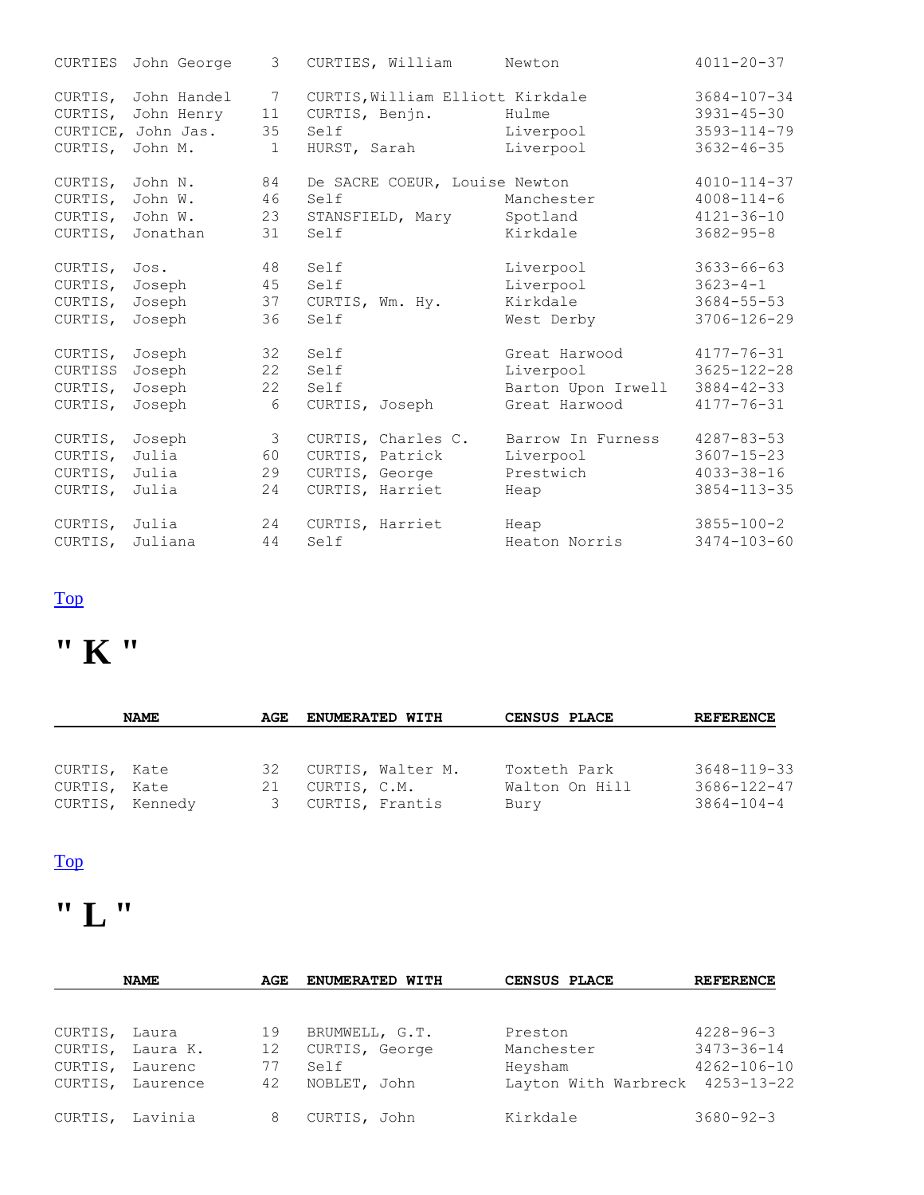| NAME | AGE | ENUMERATED WITH | CENSUS PLACE | REFERENCE |
|---|---|---|---|---|
| CURTIES John George | 3 | CURTIES, William | Newton | 4011-20-37 |
| CURTIS, John Handel | 7 | CURTIS, William Elliott | Kirkdale | 3684-107-34 |
| CURTIS, John Henry | 11 | CURTIS, Benjn. | Hulme | 3931-45-30 |
| CURTICE, John Jas. | 35 | Self | Liverpool | 3593-114-79 |
| CURTIS, John M. | 1 | HURST, Sarah | Liverpool | 3632-46-35 |
| CURTIS, John N. | 84 | De SACRE COEUR, Louise | Newton | 4010-114-37 |
| CURTIS, John W. | 46 | Self | Manchester | 4008-114-6 |
| CURTIS, John W. | 23 | STANSFIELD, Mary | Spotland | 4121-36-10 |
| CURTIS, Jonathan | 31 | Self | Kirkdale | 3682-95-8 |
| CURTIS, Jos. | 48 | Self | Liverpool | 3633-66-63 |
| CURTIS, Joseph | 45 | Self | Liverpool | 3623-4-1 |
| CURTIS, Joseph | 37 | CURTIS, Wm. Hy. | Kirkdale | 3684-55-53 |
| CURTIS, Joseph | 36 | Self | West Derby | 3706-126-29 |
| CURTIS, Joseph | 32 | Self | Great Harwood | 4177-76-31 |
| CURTISS Joseph | 22 | Self | Liverpool | 3625-122-28 |
| CURTIS, Joseph | 22 | Self | Barton Upon Irwell | 3884-42-33 |
| CURTIS, Joseph | 6 | CURTIS, Joseph | Great Harwood | 4177-76-31 |
| CURTIS, Joseph | 3 | CURTIS, Charles C. | Barrow In Furness | 4287-83-53 |
| CURTIS, Julia | 60 | CURTIS, Patrick | Liverpool | 3607-15-23 |
| CURTIS, Julia | 29 | CURTIS, George | Prestwich | 4033-38-16 |
| CURTIS, Julia | 24 | CURTIS, Harriet | Heap | 3854-113-35 |
| CURTIS, Julia | 24 | CURTIS, Harriet | Heap | 3855-100-2 |
| CURTIS, Juliana | 44 | Self | Heaton Norris | 3474-103-60 |

Top

# " K "

| NAME | AGE | ENUMERATED WITH | CENSUS PLACE | REFERENCE |
|---|---|---|---|---|
| CURTIS, Kate | 32 | CURTIS, Walter M. | Toxteth Park | 3648-119-33 |
| CURTIS, Kate | 21 | CURTIS, C.M. | Walton On Hill | 3686-122-47 |
| CURTIS, Kennedy | 3 | CURTIS, Frantis | Bury | 3864-104-4 |

Top

# " L "

| NAME | AGE | ENUMERATED WITH | CENSUS PLACE | REFERENCE |
|---|---|---|---|---|
| CURTIS, Laura | 19 | BRUMWELL, G.T. | Preston | 4228-96-3 |
| CURTIS, Laura K. | 12 | CURTIS, George | Manchester | 3473-36-14 |
| CURTIS, Laurenc | 77 | Self | Heysham | 4262-106-10 |
| CURTIS, Laurence | 42 | NOBLET, John | Layton With Warbreck | 4253-13-22 |
| CURTIS, Lavinia | 8 | CURTIS, John | Kirkdale | 3680-92-3 |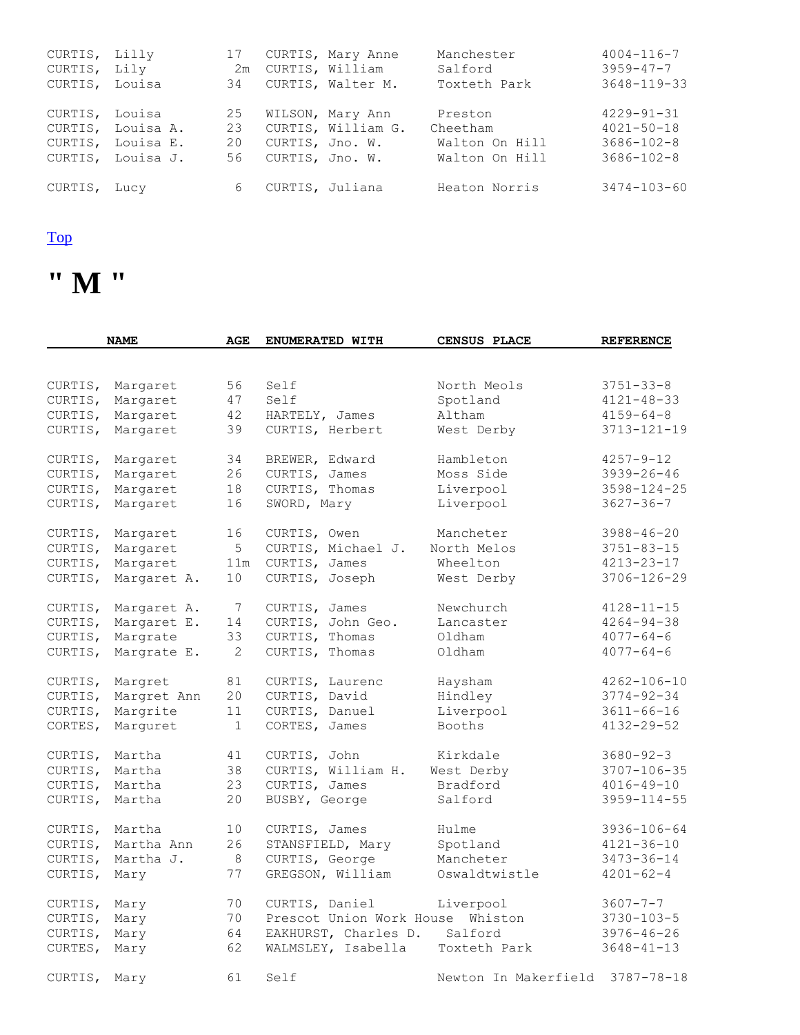| | | | | |
|---|---|---|---|---|
| CURTIS, Lilly | 17 | CURTIS, Mary Anne | Manchester | 4004-116-7 |
| CURTIS, Lily | 2m | CURTIS, William | Salford | 3959-47-7 |
| CURTIS, Louisa | 34 | CURTIS, Walter M. | Toxteth Park | 3648-119-33 |
| CURTIS, Louisa | 25 | WILSON, Mary Ann | Preston | 4229-91-31 |
| CURTIS, Louisa A. | 23 | CURTIS, William G. | Cheetham | 4021-50-18 |
| CURTIS, Louisa E. | 20 | CURTIS, Jno. W. | Walton On Hill | 3686-102-8 |
| CURTIS, Louisa J. | 56 | CURTIS, Jno. W. | Walton On Hill | 3686-102-8 |
| CURTIS, Lucy | 6 | CURTIS, Juliana | Heaton Norris | 3474-103-60 |

Top

# " M "

| NAME | AGE | ENUMERATED WITH | CENSUS PLACE | REFERENCE |
|---|---|---|---|---|
| CURTIS, Margaret | 56 | Self | North Meols | 3751-33-8 |
| CURTIS, Margaret | 47 | Self | Spotland | 4121-48-33 |
| CURTIS, Margaret | 42 | HARTELY, James | Altham | 4159-64-8 |
| CURTIS, Margaret | 39 | CURTIS, Herbert | West Derby | 3713-121-19 |
| CURTIS, Margaret | 34 | BREWER, Edward | Hambleton | 4257-9-12 |
| CURTIS, Margaret | 26 | CURTIS, James | Moss Side | 3939-26-46 |
| CURTIS, Margaret | 18 | CURTIS, Thomas | Liverpool | 3598-124-25 |
| CURTIS, Margaret | 16 | SWORD, Mary | Liverpool | 3627-36-7 |
| CURTIS, Margaret | 16 | CURTIS, Owen | Mancheter | 3988-46-20 |
| CURTIS, Margaret | 5 | CURTIS, Michael J. | North Melos | 3751-83-15 |
| CURTIS, Margaret | 11m | CURTIS, James | Wheelton | 4213-23-17 |
| CURTIS, Margaret A. | 10 | CURTIS, Joseph | West Derby | 3706-126-29 |
| CURTIS, Margaret A. | 7 | CURTIS, James | Newchurch | 4128-11-15 |
| CURTIS, Margaret E. | 14 | CURTIS, John Geo. | Lancaster | 4264-94-38 |
| CURTIS, Margrate | 33 | CURTIS, Thomas | Oldham | 4077-64-6 |
| CURTIS, Margrate E. | 2 | CURTIS, Thomas | Oldham | 4077-64-6 |
| CURTIS, Margret | 81 | CURTIS, Laurenc | Haysham | 4262-106-10 |
| CURTIS, Margret Ann | 20 | CURTIS, David | Hindley | 3774-92-34 |
| CURTIS, Margrite | 11 | CURTIS, Danuel | Liverpool | 3611-66-16 |
| CORTES, Marguret | 1 | CORTES, James | Booths | 4132-29-52 |
| CURTIS, Martha | 41 | CURTIS, John | Kirkdale | 3680-92-3 |
| CURTIS, Martha | 38 | CURTIS, William H. | West Derby | 3707-106-35 |
| CURTIS, Martha | 23 | CURTIS, James | Bradford | 4016-49-10 |
| CURTIS, Martha | 20 | BUSBY, George | Salford | 3959-114-55 |
| CURTIS, Martha | 10 | CURTIS, James | Hulme | 3936-106-64 |
| CURTIS, Martha Ann | 26 | STANSFIELD, Mary | Spotland | 4121-36-10 |
| CURTIS, Martha J. | 8 | CURTIS, George | Mancheter | 3473-36-14 |
| CURTIS, Mary | 77 | GREGSON, William | Oswaldtwistle | 4201-62-4 |
| CURTIS, Mary | 70 | CURTIS, Daniel | Liverpool | 3607-7-7 |
| CURTIS, Mary | 70 | Prescot Union Work House | Whiston | 3730-103-5 |
| CURTIS, Mary | 64 | EAKHURST, Charles D. | Salford | 3976-46-26 |
| CURTES, Mary | 62 | WALMSLEY, Isabella | Toxteth Park | 3648-41-13 |
| CURTIS, Mary | 61 | Self | Newton In Makerfield | 3787-78-18 |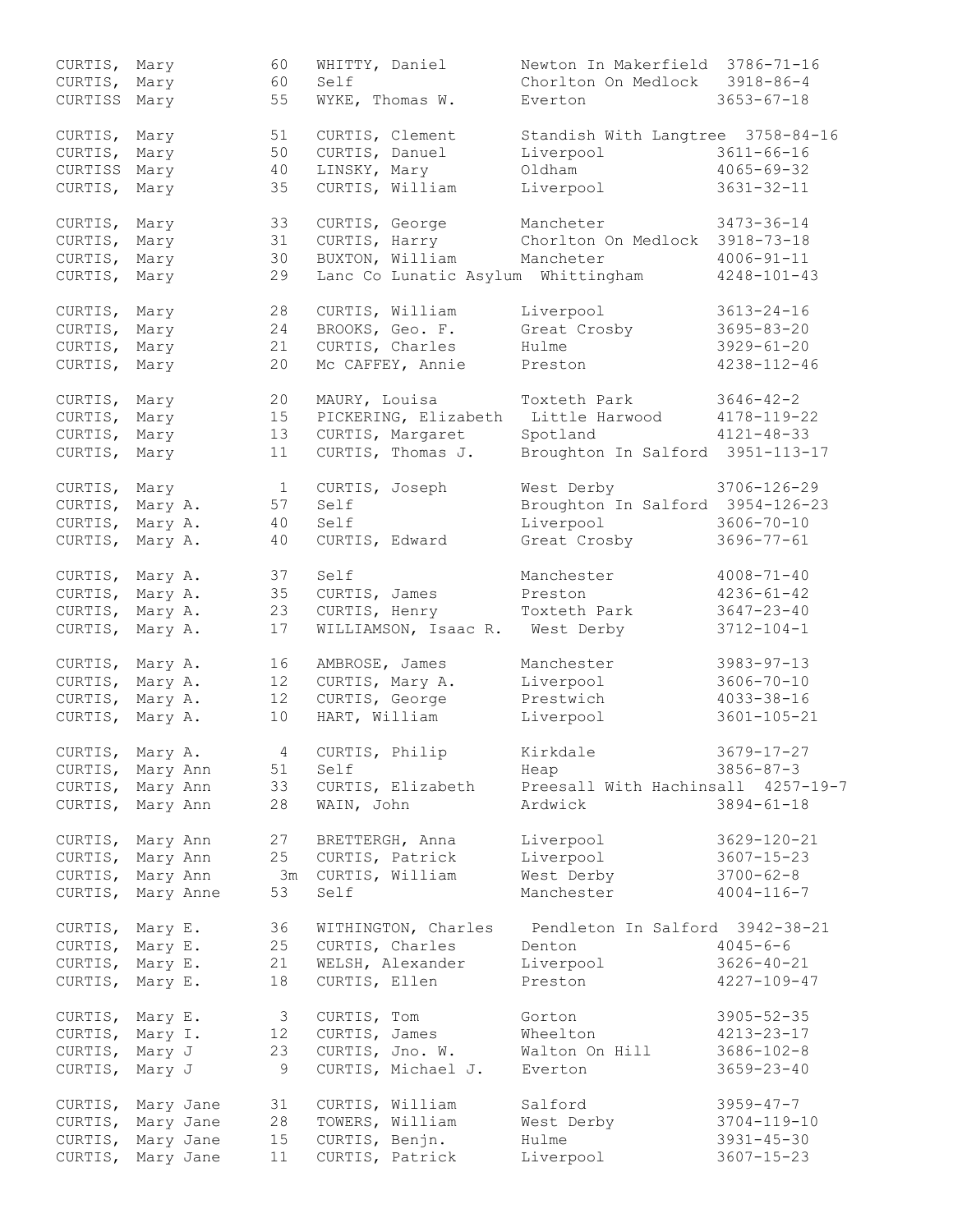| Name | | Age | Head of Household | Place | Reference |
|---|---|---|---|---|---|
| CURTIS, | Mary | 60 | WHITTY, Daniel | Newton In Makerfield | 3786-71-16 |
| CURTIS, | Mary | 60 | Self | Chorlton On Medlock | 3918-86-4 |
| CURTISS | Mary | 55 | WYKE, Thomas W. | Everton | 3653-67-18 |
| CURTIS, | Mary | 51 | CURTIS, Clement | Standish With Langtree | 3758-84-16 |
| CURTIS, | Mary | 50 | CURTIS, Danuel | Liverpool | 3611-66-16 |
| CURTISS | Mary | 40 | LINSKY, Mary | Oldham | 4065-69-32 |
| CURTIS, | Mary | 35 | CURTIS, William | Liverpool | 3631-32-11 |
| CURTIS, | Mary | 33 | CURTIS, George | Mancheter | 3473-36-14 |
| CURTIS, | Mary | 31 | CURTIS, Harry | Chorlton On Medlock | 3918-73-18 |
| CURTIS, | Mary | 30 | BUXTON, William | Mancheter | 4006-91-11 |
| CURTIS, | Mary | 29 | Lanc Co Lunatic Asylum | Whittingham | 4248-101-43 |
| CURTIS, | Mary | 28 | CURTIS, William | Liverpool | 3613-24-16 |
| CURTIS, | Mary | 24 | BROOKS, Geo. F. | Great Crosby | 3695-83-20 |
| CURTIS, | Mary | 21 | CURTIS, Charles | Hulme | 3929-61-20 |
| CURTIS, | Mary | 20 | Mc CAFFEY, Annie | Preston | 4238-112-46 |
| CURTIS, | Mary | 20 | MAURY, Louisa | Toxteth Park | 3646-42-2 |
| CURTIS, | Mary | 15 | PICKERING, Elizabeth | Little Harwood | 4178-119-22 |
| CURTIS, | Mary | 13 | CURTIS, Margaret | Spotland | 4121-48-33 |
| CURTIS, | Mary | 11 | CURTIS, Thomas J. | Broughton In Salford | 3951-113-17 |
| CURTIS, | Mary | 1 | CURTIS, Joseph | West Derby | 3706-126-29 |
| CURTIS, | Mary A. | 57 | Self | Broughton In Salford | 3954-126-23 |
| CURTIS, | Mary A. | 40 | Self | Liverpool | 3606-70-10 |
| CURTIS, | Mary A. | 40 | CURTIS, Edward | Great Crosby | 3696-77-61 |
| CURTIS, | Mary A. | 37 | Self | Manchester | 4008-71-40 |
| CURTIS, | Mary A. | 35 | CURTIS, James | Preston | 4236-61-42 |
| CURTIS, | Mary A. | 23 | CURTIS, Henry | Toxteth Park | 3647-23-40 |
| CURTIS, | Mary A. | 17 | WILLIAMSON, Isaac R. | West Derby | 3712-104-1 |
| CURTIS, | Mary A. | 16 | AMBROSE, James | Manchester | 3983-97-13 |
| CURTIS, | Mary A. | 12 | CURTIS, Mary A. | Liverpool | 3606-70-10 |
| CURTIS, | Mary A. | 12 | CURTIS, George | Prestwich | 4033-38-16 |
| CURTIS, | Mary A. | 10 | HART, William | Liverpool | 3601-105-21 |
| CURTIS, | Mary A. | 4 | CURTIS, Philip | Kirkdale | 3679-17-27 |
| CURTIS, | Mary Ann | 51 | Self | Heap | 3856-87-3 |
| CURTIS, | Mary Ann | 33 | CURTIS, Elizabeth | Preesall With Hachinsall | 4257-19-7 |
| CURTIS, | Mary Ann | 28 | WAIN, John | Ardwick | 3894-61-18 |
| CURTIS, | Mary Ann | 27 | BRETTERGH, Anna | Liverpool | 3629-120-21 |
| CURTIS, | Mary Ann | 25 | CURTIS, Patrick | Liverpool | 3607-15-23 |
| CURTIS, | Mary Ann | 3m | CURTIS, William | West Derby | 3700-62-8 |
| CURTIS, | Mary Anne | 53 | Self | Manchester | 4004-116-7 |
| CURTIS, | Mary E. | 36 | WITHINGTON, Charles | Pendleton In Salford | 3942-38-21 |
| CURTIS, | Mary E. | 25 | CURTIS, Charles | Denton | 4045-6-6 |
| CURTIS, | Mary E. | 21 | WELSH, Alexander | Liverpool | 3626-40-21 |
| CURTIS, | Mary E. | 18 | CURTIS, Ellen | Preston | 4227-109-47 |
| CURTIS, | Mary E. | 3 | CURTIS, Tom | Gorton | 3905-52-35 |
| CURTIS, | Mary I. | 12 | CURTIS, James | Wheelton | 4213-23-17 |
| CURTIS, | Mary J | 23 | CURTIS, Jno. W. | Walton On Hill | 3686-102-8 |
| CURTIS, | Mary J | 9 | CURTIS, Michael J. | Everton | 3659-23-40 |
| CURTIS, | Mary Jane | 31 | CURTIS, William | Salford | 3959-47-7 |
| CURTIS, | Mary Jane | 28 | TOWERS, William | West Derby | 3704-119-10 |
| CURTIS, | Mary Jane | 15 | CURTIS, Benjn. | Hulme | 3931-45-30 |
| CURTIS, | Mary Jane | 11 | CURTIS, Patrick | Liverpool | 3607-15-23 |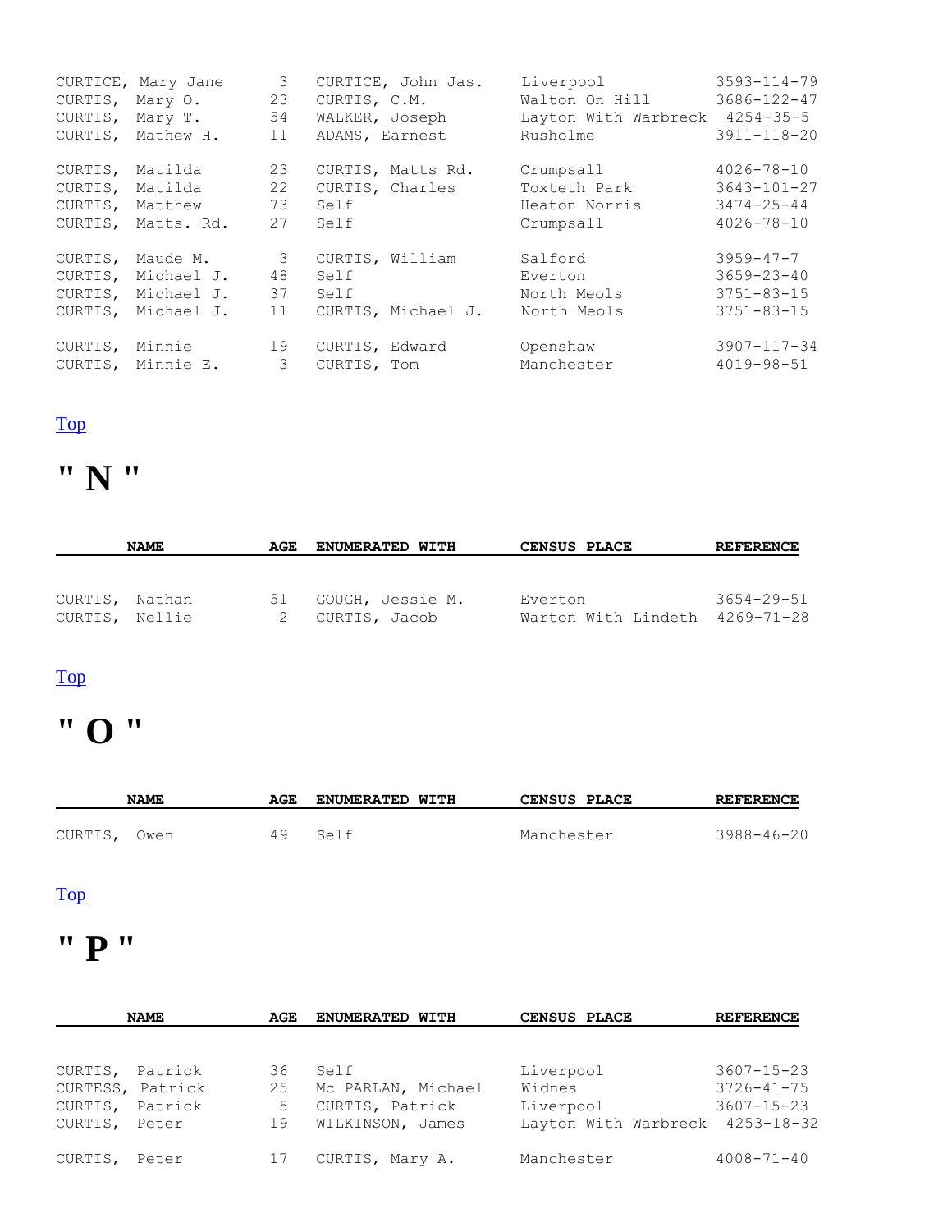| NAME | AGE | ENUMERATED WITH | CENSUS PLACE | REFERENCE |
|---|---|---|---|---|
| CURTICE, Mary Jane | 3 | CURTICE, John Jas. | Liverpool | 3593-114-79 |
| CURTIS, Mary O. | 23 | CURTIS, C.M. | Walton On Hill | 3686-122-47 |
| CURTIS, Mary T. | 54 | WALKER, Joseph | Layton With Warbreck | 4254-35-5 |
| CURTIS, Mathew H. | 11 | ADAMS, Earnest | Rusholme | 3911-118-20 |
| CURTIS, Matilda | 23 | CURTIS, Matts Rd. | Crumpsall | 4026-78-10 |
| CURTIS, Matilda | 22 | CURTIS, Charles | Toxteth Park | 3643-101-27 |
| CURTIS, Matthew | 73 | Self | Heaton Norris | 3474-25-44 |
| CURTIS, Matts. Rd. | 27 | Self | Crumpsall | 4026-78-10 |
| CURTIS, Maude M. | 3 | CURTIS, William | Salford | 3959-47-7 |
| CURTIS, Michael J. | 48 | Self | Everton | 3659-23-40 |
| CURTIS, Michael J. | 37 | Self | North Meols | 3751-83-15 |
| CURTIS, Michael J. | 11 | CURTIS, Michael J. | North Meols | 3751-83-15 |
| CURTIS, Minnie | 19 | CURTIS, Edward | Openshaw | 3907-117-34 |
| CURTIS, Minnie E. | 3 | CURTIS, Tom | Manchester | 4019-98-51 |

Top

# " N "

| NAME | AGE | ENUMERATED WITH | CENSUS PLACE | REFERENCE |
|---|---|---|---|---|
| CURTIS, Nathan | 51 | GOUGH, Jessie M. | Everton | 3654-29-51 |
| CURTIS, Nellie | 2 | CURTIS, Jacob | Warton With Lindeth | 4269-71-28 |

Top

# " O "

| NAME | AGE | ENUMERATED WITH | CENSUS PLACE | REFERENCE |
|---|---|---|---|---|
| CURTIS, Owen | 49 | Self | Manchester | 3988-46-20 |

Top

# " P "

| NAME | AGE | ENUMERATED WITH | CENSUS PLACE | REFERENCE |
|---|---|---|---|---|
| CURTIS, Patrick | 36 | Self | Liverpool | 3607-15-23 |
| CURTESS, Patrick | 25 | Mc PARLAN, Michael | Widnes | 3726-41-75 |
| CURTIS, Patrick | 5 | CURTIS, Patrick | Liverpool | 3607-15-23 |
| CURTIS, Peter | 19 | WILKINSON, James | Layton With Warbreck | 4253-18-32 |
| CURTIS, Peter | 17 | CURTIS, Mary A. | Manchester | 4008-71-40 |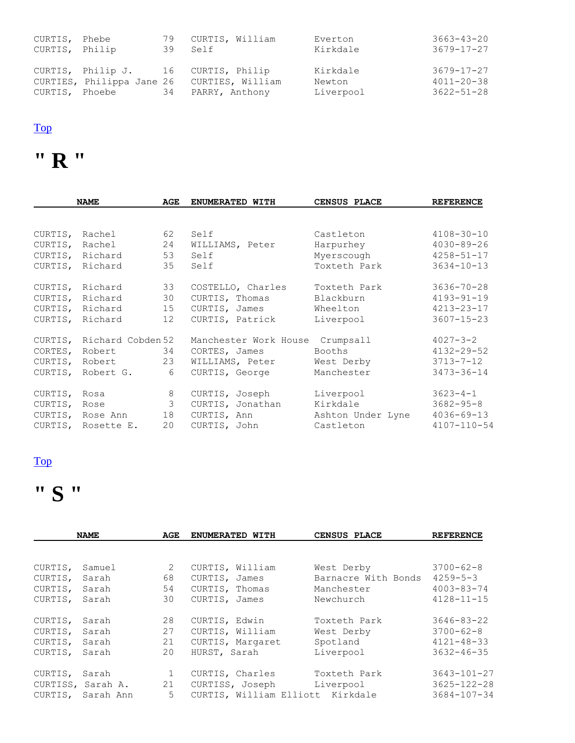| NAME | AGE | ENUMERATED WITH | CENSUS PLACE | REFERENCE |
|---|---|---|---|---|
| CURTIS, Phebe | 79 | CURTIS, William | Everton | 3663-43-20 |
| CURTIS, Philip | 39 | Self | Kirkdale | 3679-17-27 |
| CURTIS, Philip J. | 16 | CURTIS, Philip | Kirkdale | 3679-17-27 |
| CURTIES, Philippa Jane | 26 | CURTIES, William | Newton | 4011-20-38 |
| CURTIS, Phoebe | 34 | PARRY, Anthony | Liverpool | 3622-51-28 |

Top

# " R "

| NAME | AGE | ENUMERATED WITH | CENSUS PLACE | REFERENCE |
|---|---|---|---|---|
| CURTIS, Rachel | 62 | Self | Castleton | 4108-30-10 |
| CURTIS, Rachel | 24 | WILLIAMS, Peter | Harpurhey | 4030-89-26 |
| CURTIS, Richard | 53 | Self | Myerscough | 4258-51-17 |
| CURTIS, Richard | 35 | Self | Toxteth Park | 3634-10-13 |
| CURTIS, Richard | 33 | COSTELLO, Charles | Toxteth Park | 3636-70-28 |
| CURTIS, Richard | 30 | CURTIS, Thomas | Blackburn | 4193-91-19 |
| CURTIS, Richard | 15 | CURTIS, James | Wheelton | 4213-23-17 |
| CURTIS, Richard | 12 | CURTIS, Patrick | Liverpool | 3607-15-23 |
| CURTIS, Richard Cobden | 52 | Manchester Work House | Crumpsall | 4027-3-2 |
| CORTES, Robert | 34 | CORTES, James | Booths | 4132-29-52 |
| CURTIS, Robert | 23 | WILLIAMS, Peter | West Derby | 3713-7-12 |
| CURTIS, Robert G. | 6 | CURTIS, George | Manchester | 3473-36-14 |
| CURTIS, Rosa | 8 | CURTIS, Joseph | Liverpool | 3623-4-1 |
| CURTIS, Rose | 3 | CURTIS, Jonathan | Kirkdale | 3682-95-8 |
| CURTIS, Rose Ann | 18 | CURTIS, Ann | Ashton Under Lyne | 4036-69-13 |
| CURTIS, Rosette E. | 20 | CURTIS, John | Castleton | 4107-110-54 |

Top

# " S "

| NAME | AGE | ENUMERATED WITH | CENSUS PLACE | REFERENCE |
|---|---|---|---|---|
| CURTIS, Samuel | 2 | CURTIS, William | West Derby | 3700-62-8 |
| CURTIS, Sarah | 68 | CURTIS, James | Barnacre With Bonds | 4259-5-3 |
| CURTIS, Sarah | 54 | CURTIS, Thomas | Manchester | 4003-83-74 |
| CURTIS, Sarah | 30 | CURTIS, James | Newchurch | 4128-11-15 |
| CURTIS, Sarah | 28 | CURTIS, Edwin | Toxteth Park | 3646-83-22 |
| CURTIS, Sarah | 27 | CURTIS, William | West Derby | 3700-62-8 |
| CURTIS, Sarah | 21 | CURTIS, Margaret | Spotland | 4121-48-33 |
| CURTIS, Sarah | 20 | HURST, Sarah | Liverpool | 3632-46-35 |
| CURTIS, Sarah | 1 | CURTIS, Charles | Toxteth Park | 3643-101-27 |
| CURTISS, Sarah A. | 21 | CURTISS, Joseph | Liverpool | 3625-122-28 |
| CURTIS, Sarah Ann | 5 | CURTIS, William Elliott | Kirkdale | 3684-107-34 |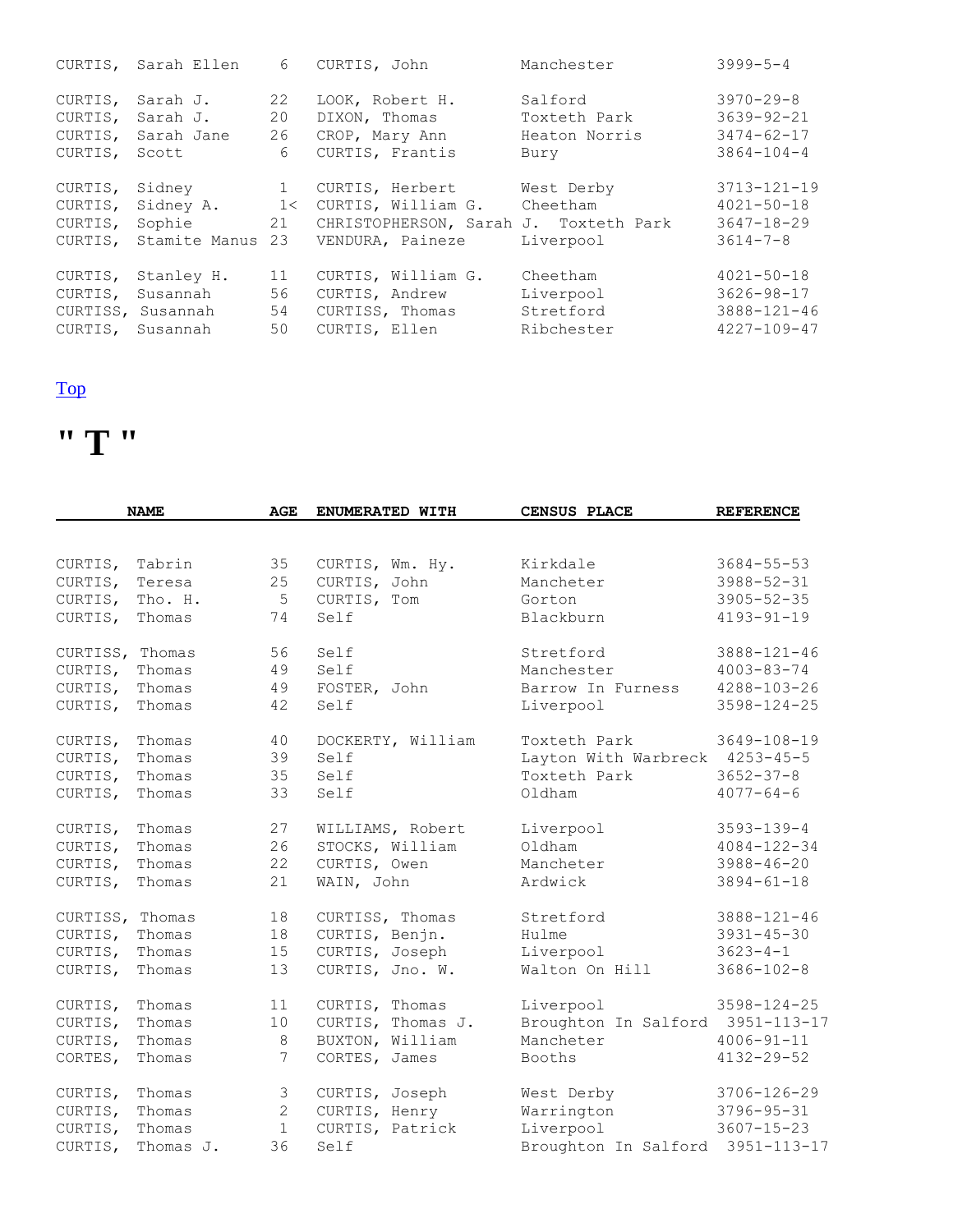| NAME | AGE | ENUMERATED WITH | CENSUS PLACE | REFERENCE |
|---|---|---|---|---|
| CURTIS, Sarah Ellen | 6 | CURTIS, John | Manchester | 3999-5-4 |
| CURTIS, Sarah J. | 22 | LOOK, Robert H. | Salford | 3970-29-8 |
| CURTIS, Sarah J. | 20 | DIXON, Thomas | Toxteth Park | 3639-92-21 |
| CURTIS, Sarah Jane | 26 | CROP, Mary Ann | Heaton Norris | 3474-62-17 |
| CURTIS, Scott | 6 | CURTIS, Frantis | Bury | 3864-104-4 |
| CURTIS, Sidney | 1 | CURTIS, Herbert | West Derby | 3713-121-19 |
| CURTIS, Sidney A. | 1< | CURTIS, William G. | Cheetham | 4021-50-18 |
| CURTIS, Sophie | 21 | CHRISTOPHERSON, Sarah J. | Toxteth Park | 3647-18-29 |
| CURTIS, Stamite Manus | 23 | VENDURA, Paineze | Liverpool | 3614-7-8 |
| CURTIS, Stanley H. | 11 | CURTIS, William G. | Cheetham | 4021-50-18 |
| CURTIS, Susannah | 56 | CURTIS, Andrew | Liverpool | 3626-98-17 |
| CURTISS, Susannah | 54 | CURTISS, Thomas | Stretford | 3888-121-46 |
| CURTIS, Susannah | 50 | CURTIS, Ellen | Ribchester | 4227-109-47 |

Top

# " T "

| NAME | AGE | ENUMERATED WITH | CENSUS PLACE | REFERENCE |
|---|---|---|---|---|
| CURTIS, Tabrin | 35 | CURTIS, Wm. Hy. | Kirkdale | 3684-55-53 |
| CURTIS, Teresa | 25 | CURTIS, John | Mancheter | 3988-52-31 |
| CURTIS, Tho. H. | 5 | CURTIS, Tom | Gorton | 3905-52-35 |
| CURTIS, Thomas | 74 | Self | Blackburn | 4193-91-19 |
| CURTISS, Thomas | 56 | Self | Stretford | 3888-121-46 |
| CURTIS, Thomas | 49 | Self | Manchester | 4003-83-74 |
| CURTIS, Thomas | 49 | FOSTER, John | Barrow In Furness | 4288-103-26 |
| CURTIS, Thomas | 42 | Self | Liverpool | 3598-124-25 |
| CURTIS, Thomas | 40 | DOCKERTY, William | Toxteth Park | 3649-108-19 |
| CURTIS, Thomas | 39 | Self | Layton With Warbreck | 4253-45-5 |
| CURTIS, Thomas | 35 | Self | Toxteth Park | 3652-37-8 |
| CURTIS, Thomas | 33 | Self | Oldham | 4077-64-6 |
| CURTIS, Thomas | 27 | WILLIAMS, Robert | Liverpool | 3593-139-4 |
| CURTIS, Thomas | 26 | STOCKS, William | Oldham | 4084-122-34 |
| CURTIS, Thomas | 22 | CURTIS, Owen | Mancheter | 3988-46-20 |
| CURTIS, Thomas | 21 | WAIN, John | Ardwick | 3894-61-18 |
| CURTISS, Thomas | 18 | CURTISS, Thomas | Stretford | 3888-121-46 |
| CURTIS, Thomas | 18 | CURTIS, Benjn. | Hulme | 3931-45-30 |
| CURTIS, Thomas | 15 | CURTIS, Joseph | Liverpool | 3623-4-1 |
| CURTIS, Thomas | 13 | CURTIS, Jno. W. | Walton On Hill | 3686-102-8 |
| CURTIS, Thomas | 11 | CURTIS, Thomas | Liverpool | 3598-124-25 |
| CURTIS, Thomas | 10 | CURTIS, Thomas J. | Broughton In Salford | 3951-113-17 |
| CURTIS, Thomas | 8 | BUXTON, William | Mancheter | 4006-91-11 |
| CORTES, Thomas | 7 | CORTES, James | Booths | 4132-29-52 |
| CURTIS, Thomas | 3 | CURTIS, Joseph | West Derby | 3706-126-29 |
| CURTIS, Thomas | 2 | CURTIS, Henry | Warrington | 3796-95-31 |
| CURTIS, Thomas | 1 | CURTIS, Patrick | Liverpool | 3607-15-23 |
| CURTIS, Thomas J. | 36 | Self | Broughton In Salford | 3951-113-17 |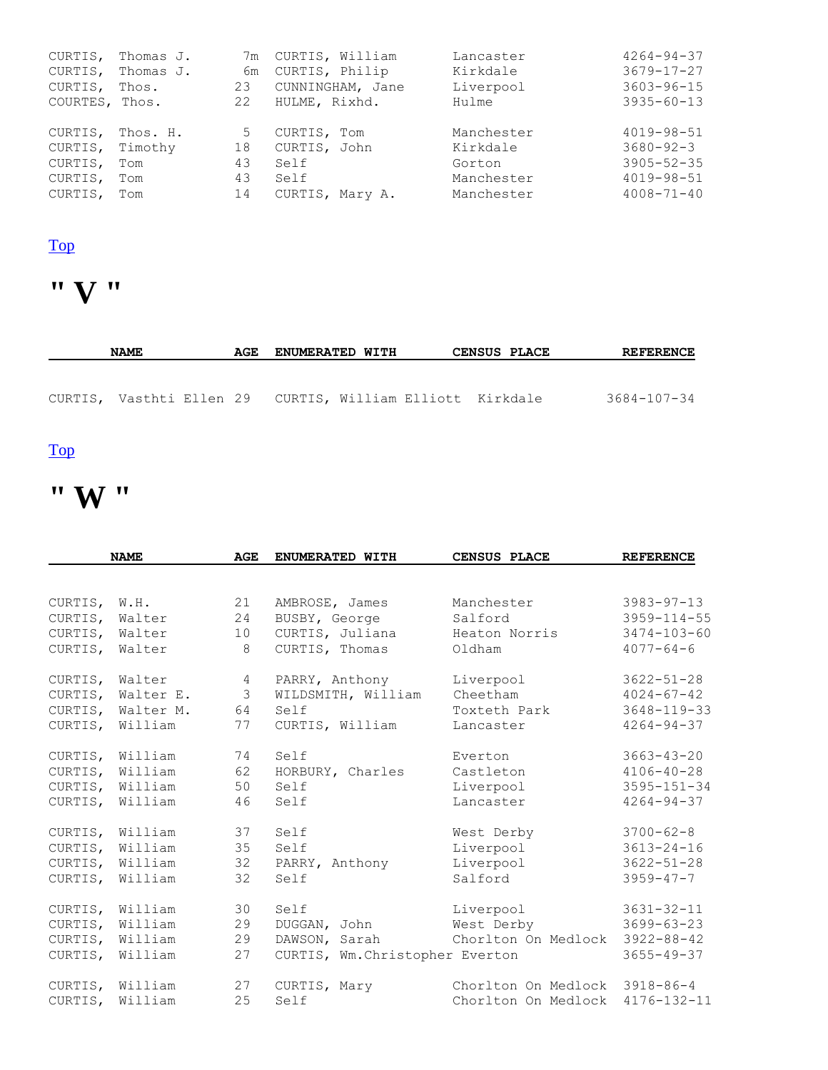| NAME | AGE | ENUMERATED WITH | CENSUS PLACE | REFERENCE |
|---|---|---|---|---|
| CURTIS, Thomas J. | 7m | CURTIS, William | Lancaster | 4264-94-37 |
| CURTIS, Thomas J. | 6m | CURTIS, Philip | Kirkdale | 3679-17-27 |
| CURTIS, Thos. | 23 | CUNNINGHAM, Jane | Liverpool | 3603-96-15 |
| COURTES, Thos. | 22 | HULME, Rixhd. | Hulme | 3935-60-13 |
| CURTIS, Thos. H. | 5 | CURTIS, Tom | Manchester | 4019-98-51 |
| CURTIS, Timothy | 18 | CURTIS, John | Kirkdale | 3680-92-3 |
| CURTIS, Tom | 43 | Self | Gorton | 3905-52-35 |
| CURTIS, Tom | 43 | Self | Manchester | 4019-98-51 |
| CURTIS, Tom | 14 | CURTIS, Mary A. | Manchester | 4008-71-40 |

Top

# " V "

| NAME | AGE | ENUMERATED WITH | CENSUS PLACE | REFERENCE |
|---|---|---|---|---|
| CURTIS, Vasthti Ellen | 29 | CURTIS, William Elliott | Kirkdale | 3684-107-34 |

Top

# " W "

| NAME | AGE | ENUMERATED WITH | CENSUS PLACE | REFERENCE |
|---|---|---|---|---|
| CURTIS, W.H. | 21 | AMBROSE, James | Manchester | 3983-97-13 |
| CURTIS, Walter | 24 | BUSBY, George | Salford | 3959-114-55 |
| CURTIS, Walter | 10 | CURTIS, Juliana | Heaton Norris | 3474-103-60 |
| CURTIS, Walter | 8 | CURTIS, Thomas | Oldham | 4077-64-6 |
| CURTIS, Walter | 4 | PARRY, Anthony | Liverpool | 3622-51-28 |
| CURTIS, Walter E. | 3 | WILDSMITH, William | Cheetham | 4024-67-42 |
| CURTIS, Walter M. | 64 | Self | Toxteth Park | 3648-119-33 |
| CURTIS, William | 77 | CURTIS, William | Lancaster | 4264-94-37 |
| CURTIS, William | 74 | Self | Everton | 3663-43-20 |
| CURTIS, William | 62 | HORBURY, Charles | Castleton | 4106-40-28 |
| CURTIS, William | 50 | Self | Liverpool | 3595-151-34 |
| CURTIS, William | 46 | Self | Lancaster | 4264-94-37 |
| CURTIS, William | 37 | Self | West Derby | 3700-62-8 |
| CURTIS, William | 35 | Self | Liverpool | 3613-24-16 |
| CURTIS, William | 32 | PARRY, Anthony | Liverpool | 3622-51-28 |
| CURTIS, William | 32 | Self | Salford | 3959-47-7 |
| CURTIS, William | 30 | Self | Liverpool | 3631-32-11 |
| CURTIS, William | 29 | DUGGAN, John | West Derby | 3699-63-23 |
| CURTIS, William | 29 | DAWSON, Sarah | Chorlton On Medlock | 3922-88-42 |
| CURTIS, William | 27 | CURTIS, Wm.Christopher | Everton | 3655-49-37 |
| CURTIS, William | 27 | CURTIS, Mary | Chorlton On Medlock | 3918-86-4 |
| CURTIS, William | 25 | Self | Chorlton On Medlock | 4176-132-11 |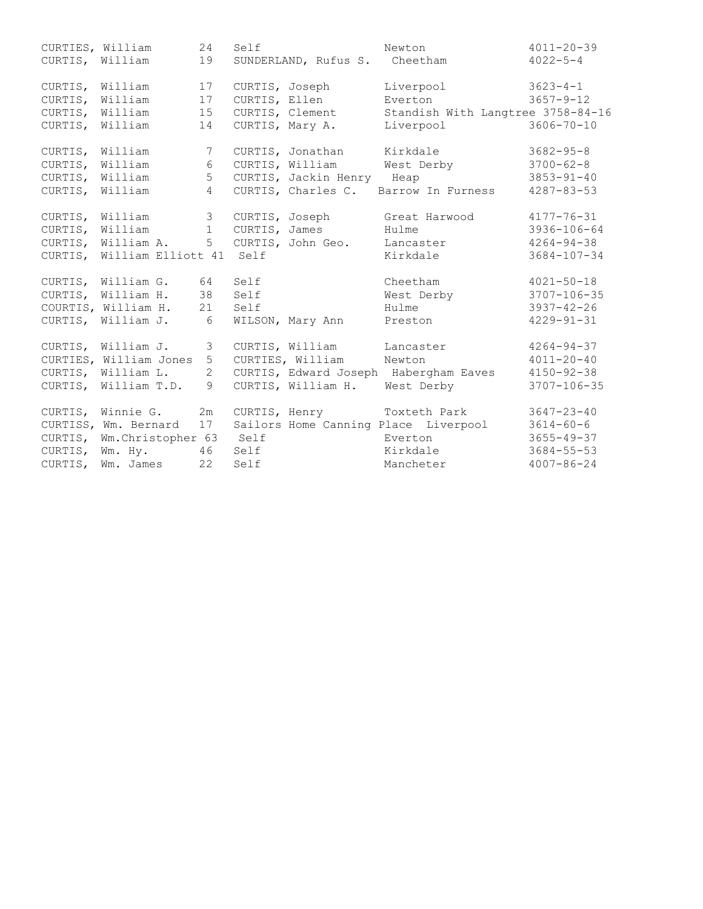| | | | | |
|---|---|---|---|---|
| CURTIES, William | 24 | Self | Newton | 4011-20-39 |
| CURTIS, William | 19 | SUNDERLAND, Rufus S. | Cheetham | 4022-5-4 |
| CURTIS, William | 17 | CURTIS, Joseph | Liverpool | 3623-4-1 |
| CURTIS, William | 17 | CURTIS, Ellen | Everton | 3657-9-12 |
| CURTIS, William | 15 | CURTIS, Clement | Standish With Langtree | 3758-84-16 |
| CURTIS, William | 14 | CURTIS, Mary A. | Liverpool | 3606-70-10 |
| CURTIS, William | 7 | CURTIS, Jonathan | Kirkdale | 3682-95-8 |
| CURTIS, William | 6 | CURTIS, William | West Derby | 3700-62-8 |
| CURTIS, William | 5 | CURTIS, Jackin Henry | Heap | 3853-91-40 |
| CURTIS, William | 4 | CURTIS, Charles C. | Barrow In Furness | 4287-83-53 |
| CURTIS, William | 3 | CURTIS, Joseph | Great Harwood | 4177-76-31 |
| CURTIS, William | 1 | CURTIS, James | Hulme | 3936-106-64 |
| CURTIS, William A. | 5 | CURTIS, John Geo. | Lancaster | 4264-94-38 |
| CURTIS, William Elliott | 41 | Self | Kirkdale | 3684-107-34 |
| CURTIS, William G. | 64 | Self | Cheetham | 4021-50-18 |
| CURTIS, William H. | 38 | Self | West Derby | 3707-106-35 |
| COURTIS, William H. | 21 | Self | Hulme | 3937-42-26 |
| CURTIS, William J. | 6 | WILSON, Mary Ann | Preston | 4229-91-31 |
| CURTIS, William J. | 3 | CURTIS, William | Lancaster | 4264-94-37 |
| CURTIES, William Jones | 5 | CURTIES, William | Newton | 4011-20-40 |
| CURTIS, William L. | 2 | CURTIS, Edward Joseph | Habergham Eaves | 4150-92-38 |
| CURTIS, William T.D. | 9 | CURTIS, William H. | West Derby | 3707-106-35 |
| CURTIS, Winnie G. | 2m | CURTIS, Henry | Toxteth Park | 3647-23-40 |
| CURTISS, Wm. Bernard | 17 | Sailors Home Canning Place | Liverpool | 3614-60-6 |
| CURTIS, Wm.Christopher | 63 | Self | Everton | 3655-49-37 |
| CURTIS, Wm. Hy. | 46 | Self | Kirkdale | 3684-55-53 |
| CURTIS, Wm. James | 22 | Self | Mancheter | 4007-86-24 |